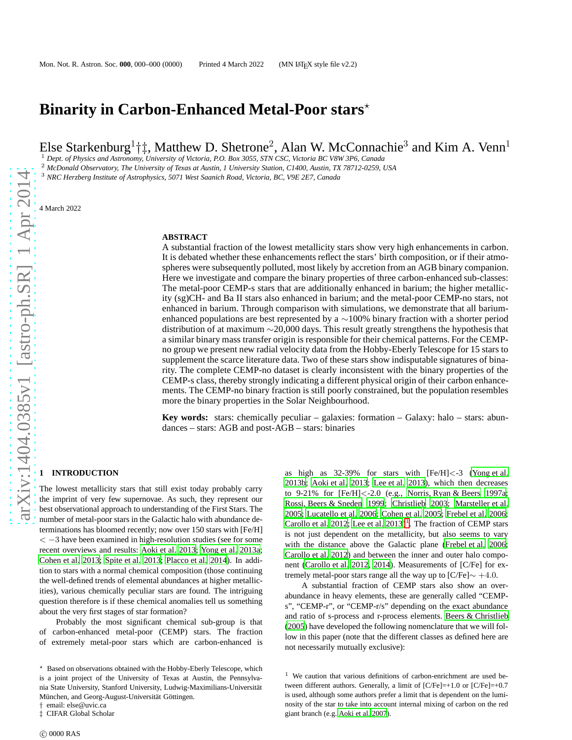# Binarity in Carbon-Enhanced Metal-Poor stars*

Else Starkenburg[1]†‡, Matthew D. Shetrone[2], Alan W. McConnachie[3] and Kim A. Venn[1]

[1] Dept. of Physics and Astronomy, University of Victoria, P.O. Box 3055, STN CSC, Victoria BC V8W 3P6, Canada
[2] McDonald Observatory, The University of Texas at Austin, 1 University Station, C1400, Austin, TX 78712-0259, USA
[3] NRC Herzberg Institute of Astrophysics, 5071 West Saanich Road, Victoria, BC, V9E 2E7, Canada

4 March 2022

## ABSTRACT

A substantial fraction of the lowest metallicity stars show very high enhancements in carbon. It is debated whether these enhancements reflect the stars' birth composition, or if their atmospheres were subsequently polluted, most likely by accretion from an AGB binary companion. Here we investigate and compare the binary properties of three carbon-enhanced sub-classes: The metal-poor CEMP-s stars that are additionally enhanced in barium; the higher metallicity (sg)CH- and Ba II stars also enhanced in barium; and the metal-poor CEMP-no stars, not enhanced in barium. Through comparison with simulations, we demonstrate that all barium-enhanced populations are best represented by a $\sim$100% binary fraction with a shorter period distribution of at maximum $\sim$20,000 days. This result greatly strengthens the hypothesis that a similar binary mass transfer origin is responsible for their chemical patterns. For the CEMP-no group we present new radial velocity data from the Hobby-Eberly Telescope for 15 stars to supplement the scarce literature data. Two of these stars show indisputable signatures of binarity. The complete CEMP-no dataset is clearly inconsistent with the binary properties of the CEMP-s class, thereby strongly indicating a different physical origin of their carbon enhancements. The CEMP-no binary fraction is still poorly constrained, but the population resembles more the binary properties in the Solar Neighbourhood.

**Key words:** stars: chemically peculiar – galaxies: formation – Galaxy: halo – stars: abundances – stars: AGB and post-AGB – stars: binaries

## 1 INTRODUCTION

The lowest metallicity stars that still exist today probably carry the imprint of very few supernovae. As such, they represent our best observational approach to understanding of the First Stars. The number of metal-poor stars in the Galactic halo with abundance determinations has bloomed recently; now over 150 stars with [Fe/H] $< -3$ have been examined in high-resolution studies (see for some recent overviews and results: Aoki et al. 2013; Yong et al. 2013a; Cohen et al. 2013; Spite et al. 2013; Placco et al. 2014). In addition to stars with a normal chemical composition (those continuing the well-defined trends of elemental abundances at higher metallicities), various chemically peculiar stars are found. The intriguing question therefore is if these chemical anomalies tell us something about the very first stages of star formation?

Probably the most significant chemical sub-group is that of carbon-enhanced metal-poor (CEMP) stars. The fraction of extremely metal-poor stars which are carbon-enhanced is as high as 32-39% for stars with [Fe/H]<-3 (Yong et al. 2013b; Aoki et al. 2013; Lee et al. 2013), which then decreases to 9-21% for [Fe/H]<-2.0 (e.g., Norris, Ryan & Beers 1997a; Rossi, Beers & Sneden 1999; Christlieb 2003; Marsteller et al. 2005; Lucatello et al. 2006; Cohen et al. 2005; Frebel et al. 2006; Carollo et al. 2012; Lee et al. 2013)[1]. The fraction of CEMP stars is not just dependent on the metallicity, but also seems to vary with the distance above the Galactic plane (Frebel et al. 2006; Carollo et al. 2012) and between the inner and outer halo component (Carollo et al. 2012, 2014). Measurements of [C/Fe] for extremely metal-poor stars range all the way up to [C/Fe]$\sim +4.0$.

A substantial fraction of CEMP stars also show an overabundance in heavy elements, these are generally called "CEMP-s", "CEMP-r", or "CEMP-r/s" depending on the exact abundance and ratio of s-process and r-process elements. Beers & Christlieb (2005) have developed the following nomenclature that we will follow in this paper (note that the different classes as defined here are not necessarily mutually exclusive):

* Based on observations obtained with the Hobby-Eberly Telescope, which is a joint project of the University of Texas at Austin, the Pennsylvania State University, Stanford University, Ludwig-Maximilians-Universität München, and Georg-August-Universität Göttingen.
† email: else@uvic.ca
‡ CIFAR Global Scholar

[1] We caution that various definitions of carbon-enrichment are used between different authors. Generally, a limit of [C/Fe]=+1.0 or [C/Fe]=+0.7 is used, although some authors prefer a limit that is dependent on the luminosity of the star to take into account internal mixing of carbon on the red giant branch (e.g. Aoki et al. 2007).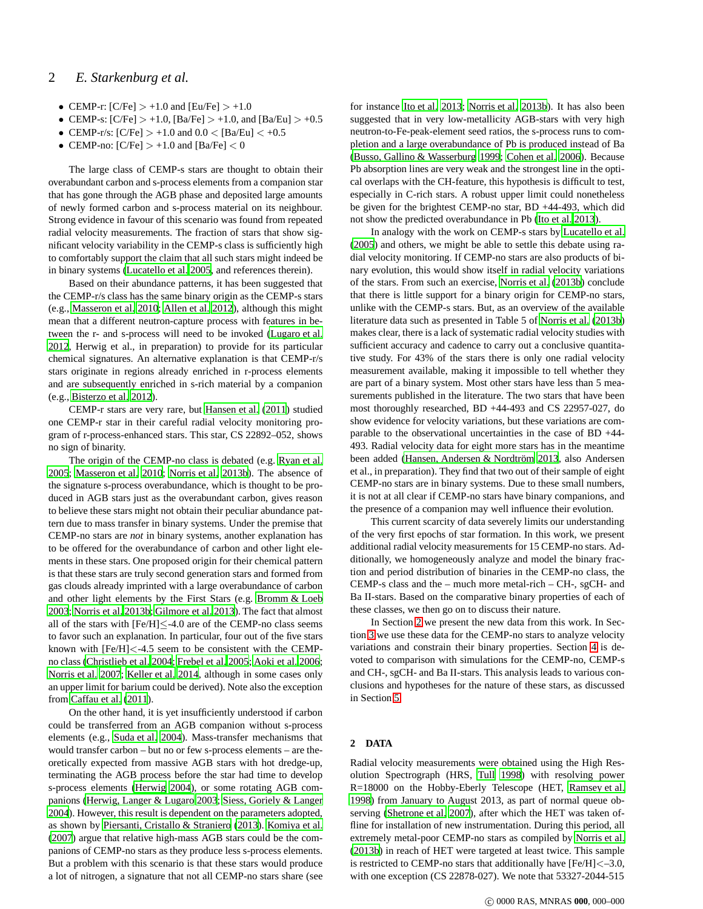- CEMP-r: [C/Fe] > +1.0 and [Eu/Fe] > +1.0
- CEMP-s: [C/Fe] > +1.0, [Ba/Fe] > +1.0, and [Ba/Eu] > +0.5
- CEMP-r/s: [C/Fe] > +1.0 and 0.0 < [Ba/Eu] < +0.5
- CEMP-no: [C/Fe] > +1.0 and [Ba/Fe] < 0

The large class of CEMP-s stars are thought to obtain their overabundant carbon and s-process elements from a companion star that has gone through the AGB phase and deposited large amounts of newly formed carbon and s-process material on its neighbour. Strong evidence in favour of this scenario was found from repeated radial velocity measurements. The fraction of stars that show significant velocity variability in the CEMP-s class is sufficiently high to comfortably support the claim that all such stars might indeed be in binary systems (Lucatello et al. 2005, and references therein).

Based on their abundance patterns, it has been suggested that the CEMP-r/s class has the same binary origin as the CEMP-s stars (e.g., Masseron et al. 2010; Allen et al. 2012), although this might mean that a different neutron-capture process with features in between the r- and s-process will need to be invoked (Lugaro et al. 2012, Herwig et al., in preparation) to provide for its particular chemical signatures. An alternative explanation is that CEMP-r/s stars originate in regions already enriched in r-process elements and are subsequently enriched in s-rich material by a companion (e.g., Bisterzo et al. 2012).

CEMP-r stars are very rare, but Hansen et al. (2011) studied one CEMP-r star in their careful radial velocity monitoring program of r-process-enhanced stars. This star, CS 22892–052, shows no sign of binarity.

The origin of the CEMP-no class is debated (e.g. Ryan et al. 2005; Masseron et al. 2010; Norris et al. 2013b). The absence of the signature s-process overabundance, which is thought to be produced in AGB stars just as the overabundant carbon, gives reason to believe these stars might not obtain their peculiar abundance pattern due to mass transfer in binary systems. Under the premise that CEMP-no stars are *not* in binary systems, another explanation has to be offered for the overabundance of carbon and other light elements in these stars. One proposed origin for their chemical pattern is that these stars are truly second generation stars and formed from gas clouds already imprinted with a large overabundance of carbon and other light elements by the First Stars (e.g. Bromm & Loeb 2003; Norris et al. 2013b; Gilmore et al. 2013). The fact that almost all of the stars with [Fe/H]$\lesssim$-4.0 are of the CEMP-no class seems to favor such an explanation. In particular, four out of the five stars known with [Fe/H]<-4.5 seem to be consistent with the CEMP-no class (Christlieb et al. 2004; Frebel et al. 2005; Aoki et al. 2006; Norris et al. 2007; Keller et al. 2014, although in some cases only an upper limit for barium could be derived). Note also the exception from Caffau et al. (2011).

On the other hand, it is yet insufficiently understood if carbon could be transferred from an AGB companion without s-process elements (e.g., Suda et al. 2004). Mass-transfer mechanisms that would transfer carbon – but no or few s-process elements – are theoretically expected from massive AGB stars with hot dredge-up, terminating the AGB process before the star had time to develop s-process elements (Herwig 2004), or some rotating AGB companions (Herwig, Langer & Lugaro 2003; Siess, Goriely & Langer 2004). However, this result is dependent on the parameters adopted, as shown by Piersanti, Cristallo & Straniero (2013). Komiya et al. (2007) argue that relative high-mass AGB stars could be the companions of CEMP-no stars as they produce less s-process elements. But a problem with this scenario is that these stars would produce a lot of nitrogen, a signature that not all CEMP-no stars share (see for instance Ito et al. 2013; Norris et al. 2013b). It has also been suggested that in very low-metallicity AGB-stars with very high neutron-to-Fe-peak-element seed ratios, the s-process runs to completion and a large overabundance of Pb is produced instead of Ba (Busso, Gallino & Wasserburg 1999; Cohen et al. 2006). Because Pb absorption lines are very weak and the strongest line in the optical overlaps with the CH-feature, this hypothesis is difficult to test, especially in C-rich stars. A robust upper limit could nonetheless be given for the brightest CEMP-no star, BD +44-493, which did not show the predicted overabundance in Pb (Ito et al. 2013).

In analogy with the work on CEMP-s stars by Lucatello et al. (2005) and others, we might be able to settle this debate using radial velocity monitoring. If CEMP-no stars are also products of binary evolution, this would show itself in radial velocity variations of the stars. From such an exercise, Norris et al. (2013b) conclude that there is little support for a binary origin for CEMP-no stars, unlike with the CEMP-s stars. But, as an overview of the available literature data such as presented in Table 5 of Norris et al. (2013b) makes clear, there is a lack of systematic radial velocity studies with sufficient accuracy and cadence to carry out a conclusive quantitative study. For 43% of the stars there is only one radial velocity measurement available, making it impossible to tell whether they are part of a binary system. Most other stars have less than 5 measurements published in the literature. The two stars that have been most thoroughly researched, BD +44-493 and CS 22957-027, do show evidence for velocity variations, but these variations are comparable to the observational uncertainties in the case of BD +44-493. Radial velocity data for eight more stars has in the meantime been added (Hansen, Andersen & Nordström 2013, also Andersen et al., in preparation). They find that two out of their sample of eight CEMP-no stars are in binary systems. Due to these small numbers, it is not at all clear if CEMP-no stars have binary companions, and the presence of a companion may well influence their evolution.

This current scarcity of data severely limits our understanding of the very first epochs of star formation. In this work, we present additional radial velocity measurements for 15 CEMP-no stars. Additionally, we homogeneously analyze and model the binary fraction and period distribution of binaries in the CEMP-no class, the CEMP-s class and the – much more metal-rich – CH-, sgCH- and Ba II-stars. Based on the comparative binary properties of each of these classes, we then go on to discuss their nature.

In Section 2 we present the new data from this work. In Section 3 we use these data for the CEMP-no stars to analyze velocity variations and constrain their binary properties. Section 4 is devoted to comparison with simulations for the CEMP-no, CEMP-s and CH-, sgCH- and Ba II-stars. This analysis leads to various conclusions and hypotheses for the nature of these stars, as discussed in Section 5.

## 2 DATA

Radial velocity measurements were obtained using the High Resolution Spectrograph (HRS, Tull 1998) with resolving power R=18000 on the Hobby-Eberly Telescope (HET, Ramsey et al. 1998) from January to August 2013, as part of normal queue observing (Shetrone et al. 2007), after which the HET was taken offline for installation of new instrumentation. During this period, all extremely metal-poor CEMP-no stars as compiled by Norris et al. (2013b) in reach of HET were targeted at least twice. This sample is restricted to CEMP-no stars that additionally have [Fe/H]<–3.0, with one exception (CS 22878-027). We note that 53327-2044-515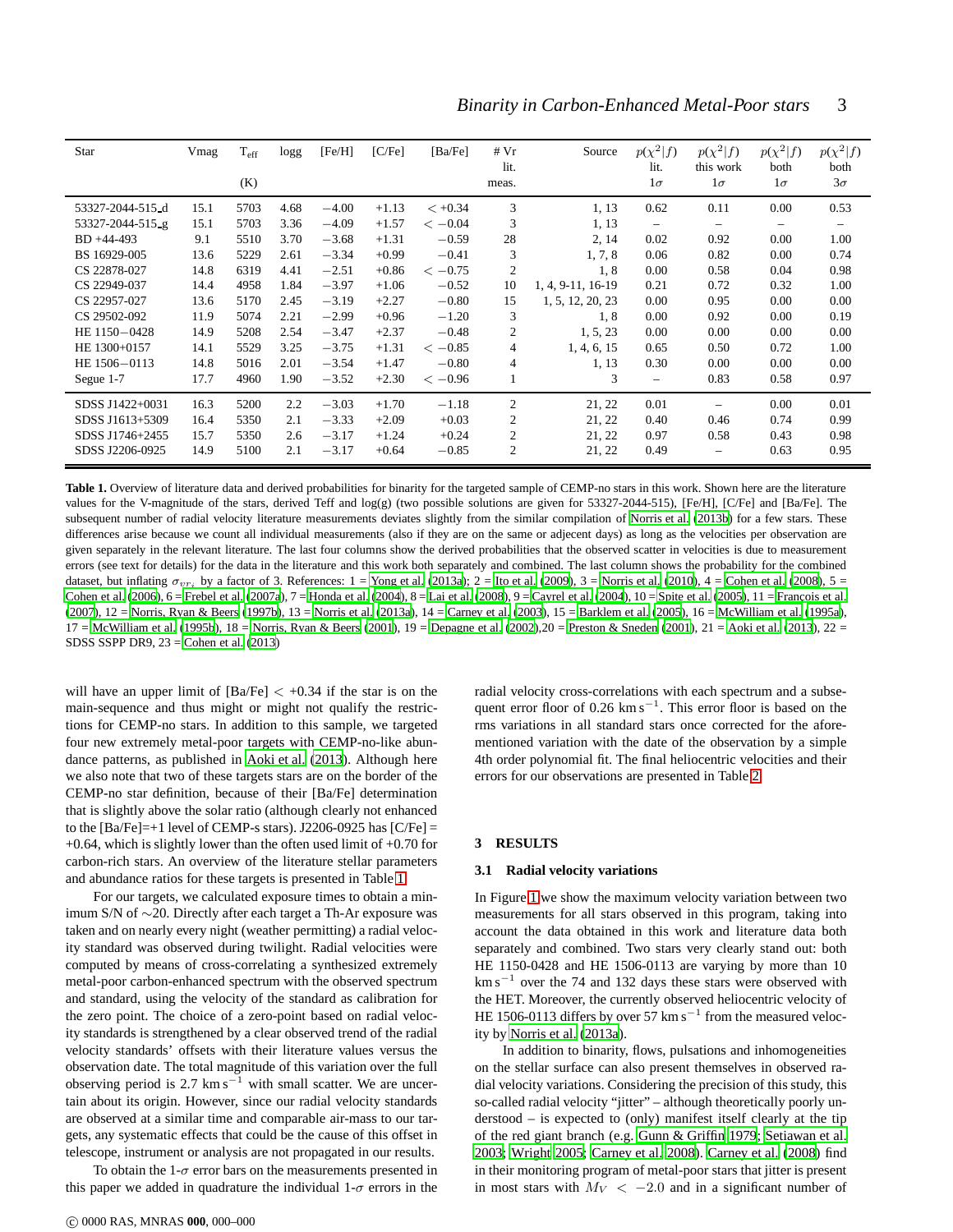| Star | Vmag | $T_{\rm eff}$ (K) | logg | [Fe/H] | [C/Fe] | [Ba/Fe] | # Vr lit. meas. | Source | $p(\chi^2 \vert f)$ lit. $1\sigma$ | $p(\chi^2 \vert f)$ this work $1\sigma$ | $p(\chi^2 \vert f)$ both $1\sigma$ | $p(\chi^2 \vert f)$ both $3\sigma$ |
|---|---|---|---|---|---|---|---|---|---|---|---|---|
| 53327-2044-515_d | 15.1 | 5703 | 4.68 | −4.00 | +1.13 | < +0.34 | 3 | 1, 13 | 0.62 | 0.11 | 0.00 | 0.53 |
| 53327-2044-515_g | 15.1 | 5703 | 3.36 | −4.09 | +1.57 | < −0.04 | 3 | 1, 13 | – | – | – | – |
| BD +44-493 | 9.1 | 5510 | 3.70 | −3.68 | +1.31 | −0.59 | 28 | 2, 14 | 0.02 | 0.92 | 0.00 | 1.00 |
| BS 16929-005 | 13.6 | 5229 | 2.61 | −3.34 | +0.99 | −0.41 | 3 | 1, 7, 8 | 0.06 | 0.82 | 0.00 | 0.74 |
| CS 22878-027 | 14.8 | 6319 | 4.41 | −2.51 | +0.86 | < −0.75 | 2 | 1, 8 | 0.00 | 0.58 | 0.04 | 0.98 |
| CS 22949-037 | 14.4 | 4958 | 1.84 | −3.97 | +1.06 | −0.52 | 10 | 1, 4, 9-11, 16-19 | 0.21 | 0.72 | 0.32 | 1.00 |
| CS 22957-027 | 13.6 | 5170 | 2.45 | −3.19 | +2.27 | −0.80 | 15 | 1, 5, 12, 20, 23 | 0.00 | 0.95 | 0.00 | 0.00 |
| CS 29502-092 | 11.9 | 5074 | 2.21 | −2.99 | +0.96 | −1.20 | 3 | 1, 8 | 0.00 | 0.92 | 0.00 | 0.19 |
| HE 1150−0428 | 14.9 | 5208 | 2.54 | −3.47 | +2.37 | −0.48 | 2 | 1, 5, 23 | 0.00 | 0.00 | 0.00 | 0.00 |
| HE 1300+0157 | 14.1 | 5529 | 3.25 | −3.75 | +1.31 | < −0.85 | 4 | 1, 4, 6, 15 | 0.65 | 0.50 | 0.72 | 1.00 |
| HE 1506−0113 | 14.8 | 5016 | 2.01 | −3.54 | +1.47 | −0.80 | 4 | 1, 13 | 0.30 | 0.00 | 0.00 | 0.00 |
| Segue 1-7 | 17.7 | 4960 | 1.90 | −3.52 | +2.30 | < −0.96 | 1 | 3 | – | 0.83 | 0.58 | 0.97 |
| SDSS J1422+0031 | 16.3 | 5200 | 2.2 | −3.03 | +1.70 | −1.18 | 2 | 21, 22 | 0.01 | – | 0.00 | 0.01 |
| SDSS J1613+5309 | 16.4 | 5350 | 2.1 | −3.33 | +2.09 | +0.03 | 2 | 21, 22 | 0.40 | 0.46 | 0.74 | 0.99 |
| SDSS J1746+2455 | 15.7 | 5350 | 2.6 | −3.17 | +1.24 | +0.24 | 2 | 21, 22 | 0.97 | 0.58 | 0.43 | 0.98 |
| SDSS J2206-0925 | 14.9 | 5100 | 2.1 | −3.17 | +0.64 | −0.85 | 2 | 21, 22 | 0.49 | – | 0.63 | 0.95 |

**Table 1.** Overview of literature data and derived probabilities for binarity for the targeted sample of CEMP-no stars in this work. Shown here are the literature values for the V-magnitude of the stars, derived Teff and log(g) (two possible solutions are given for 53327-2044-515), [Fe/H], [C/Fe] and [Ba/Fe]. The subsequent number of radial velocity literature measurements deviates slightly from the similar compilation of Norris et al. (2013b) for a few stars. These differences arise because we count all individual measurements (also if they are on the same or adjecent days) as long as the velocities per observation are given separately in the relevant literature. The last four columns show the derived probabilities that the observed scatter in velocities is due to measurement errors (see text for details) for the data in the literature and this work both separately and combined. The last column shows the probability for the combined dataset, but inflating $\sigma_{vr_i}$ by a factor of 3. References: 1 = Yong et al. (2013a); 2 = Ito et al. (2009), 3 = Norris et al. (2010), 4 = Cohen et al. (2008), 5 = Cohen et al. (2006), 6 = Frebel et al. (2007a), 7 = Honda et al. (2004), 8 = Lai et al. (2008), 9 = Cayrel et al. (2004), 10 = Spite et al. (2005), 11 = François et al. (2007), 12 = Norris, Ryan & Beers (1997b), 13 = Norris et al. (2013a), 14 = Carney et al. (2003), 15 = Barklem et al. (2005), 16 = McWilliam et al. (1995a), 17 = McWilliam et al. (1995b), 18 = Norris, Ryan & Beers (2001), 19 = Depagne et al. (2002),20 = Preston & Sneden (2001), 21 = Aoki et al. (2013), 22 = SDSS SSPP DR9, 23 = Cohen et al. (2013)

will have an upper limit of [Ba/Fe] < +0.34 if the star is on the main-sequence and thus might or might not qualify the restrictions for CEMP-no stars. In addition to this sample, we targeted four new extremely metal-poor targets with CEMP-no-like abundance patterns, as published in Aoki et al. (2013). Although here we also note that two of these targets stars are on the border of the CEMP-no star definition, because of their [Ba/Fe] determination that is slightly above the solar ratio (although clearly not enhanced to the [Ba/Fe]=+1 level of CEMP-s stars). J2206-0925 has [C/Fe] = +0.64, which is slightly lower than the often used limit of +0.70 for carbon-rich stars. An overview of the literature stellar parameters and abundance ratios for these targets is presented in Table 1.

For our targets, we calculated exposure times to obtain a minimum S/N of ∼20. Directly after each target a Th-Ar exposure was taken and on nearly every night (weather permitting) a radial velocity standard was observed during twilight. Radial velocities were computed by means of cross-correlating a synthesized extremely metal-poor carbon-enhanced spectrum with the observed spectrum and standard, using the velocity of the standard as calibration for the zero point. The choice of a zero-point based on radial velocity standards is strengthened by a clear observed trend of the radial velocity standards' offsets with their literature values versus the observation date. The total magnitude of this variation over the full observing period is 2.7 km s$^{-1}$ with small scatter. We are uncertain about its origin. However, since our radial velocity standards are observed at a similar time and comparable air-mass to our targets, any systematic effects that could be the cause of this offset in telescope, instrument or analysis are not propagated in our results.

To obtain the 1-σ error bars on the measurements presented in this paper we added in quadrature the individual 1-σ errors in the radial velocity cross-correlations with each spectrum and a subsequent error floor of 0.26 km s$^{-1}$. This error floor is based on the rms variations in all standard stars once corrected for the aforementioned variation with the date of the observation by a simple 4th order polynomial fit. The final heliocentric velocities and their errors for our observations are presented in Table 2.

## 3 RESULTS

### 3.1 Radial velocity variations

In Figure 1 we show the maximum velocity variation between two measurements for all stars observed in this program, taking into account the data obtained in this work and literature data both separately and combined. Two stars very clearly stand out: both HE 1150-0428 and HE 1506-0113 are varying by more than 10 km s$^{-1}$ over the 74 and 132 days these stars were observed with the HET. Moreover, the currently observed heliocentric velocity of HE 1506-0113 differs by over 57 km s$^{-1}$ from the measured velocity by Norris et al. (2013a).

In addition to binarity, flows, pulsations and inhomogeneities on the stellar surface can also present themselves in observed radial velocity variations. Considering the precision of this study, this so-called radial velocity "jitter" – although theoretically poorly understood – is expected to (only) manifest itself clearly at the tip of the red giant branch (e.g. Gunn & Griffin 1979; Setiawan et al. 2003; Wright 2005; Carney et al. 2008). Carney et al. (2008) find in their monitoring program of metal-poor stars that jitter is present in most stars with $M_V < -2.0$ and in a significant number of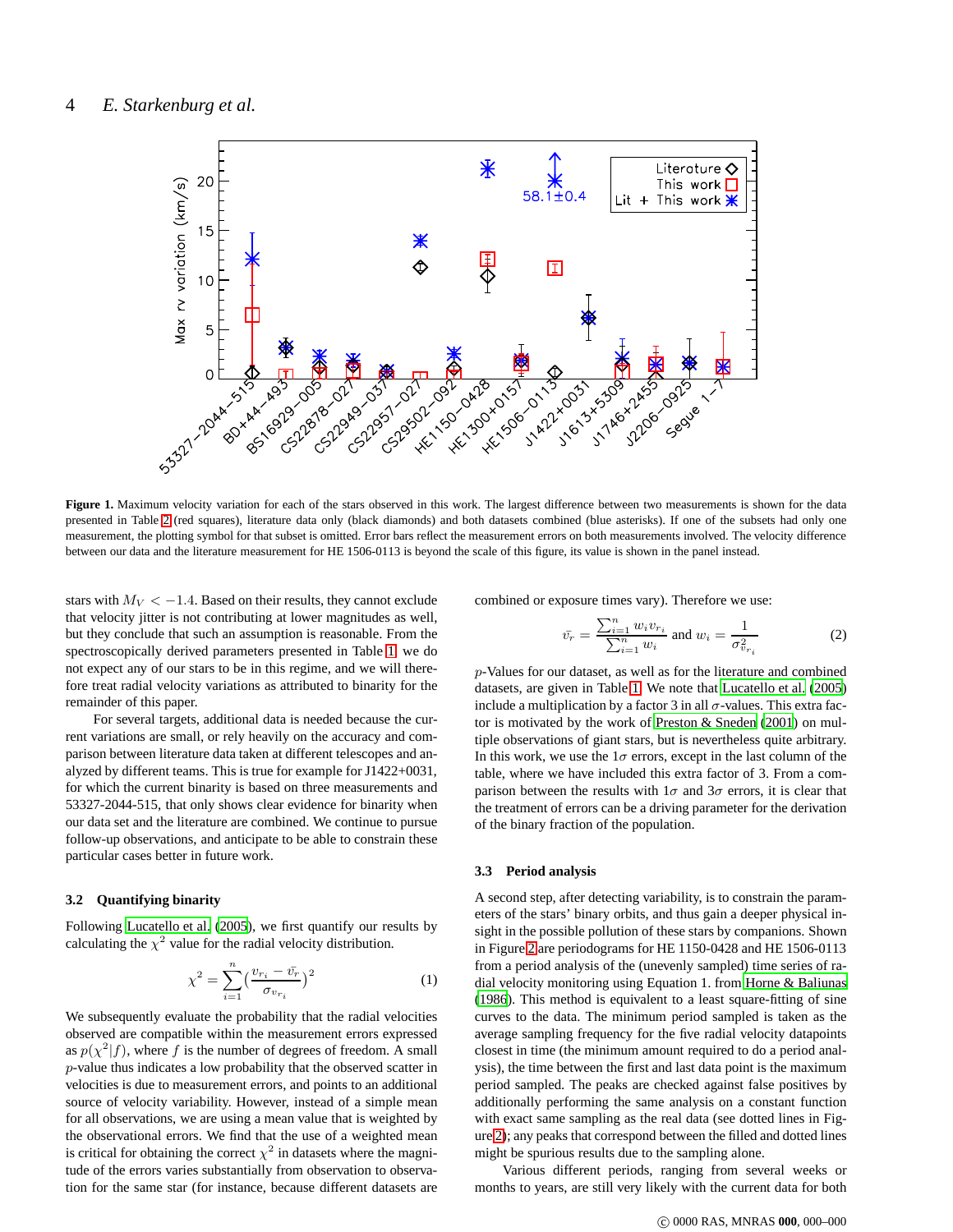**Figure 1.** Maximum velocity variation for each of the stars observed in this work. The largest difference between two measurements is shown for the data presented in Table 2 (red squares), literature data only (black diamonds) and both datasets combined (blue asterisks). If one of the subsets had only one measurement, the plotting symbol for that subset is omitted. Error bars reflect the measurement errors on both measurements involved. The velocity difference between our data and the literature measurement for HE 1506-0113 is beyond the scale of this figure, its value is shown in the panel instead.

stars with $M_V < -1.4$. Based on their results, they cannot exclude that velocity jitter is not contributing at lower magnitudes as well, but they conclude that such an assumption is reasonable. From the spectroscopically derived parameters presented in Table 1, we do not expect any of our stars to be in this regime, and we will therefore treat radial velocity variations as attributed to binarity for the remainder of this paper.

For several targets, additional data is needed because the current variations are small, or rely heavily on the accuracy and comparison between literature data taken at different telescopes and analyzed by different teams. This is true for example for J1422+0031, for which the current binarity is based on three measurements and 53327-2044-515, that only shows clear evidence for binarity when our data set and the literature are combined. We continue to pursue follow-up observations, and anticipate to be able to constrain these particular cases better in future work.

### 3.2 Quantifying binarity

Following Lucatello et al. (2005), we first quantify our results by calculating the $\chi^2$ value for the radial velocity distribution.

$$\chi^2 = \sum_{i=1}^{n} \left(\frac{v_{r_i} - \bar{v_r}}{\sigma_{v_{r_i}}}\right)^2 \qquad (1)$$

We subsequently evaluate the probability that the radial velocities observed are compatible within the measurement errors expressed as $p(\chi^2|f)$, where $f$ is the number of degrees of freedom. A small $p$-value thus indicates a low probability that the observed scatter in velocities is due to measurement errors, and points to an additional source of velocity variability. However, instead of a simple mean for all observations, we are using a mean value that is weighted by the observational errors. We find that the use of a weighted mean is critical for obtaining the correct $\chi^2$ in datasets where the magnitude of the errors varies substantially from observation to observation for the same star (for instance, because different datasets are combined or exposure times vary). Therefore we use:

$$\bar{v_r} = \frac{\sum_{i=1}^{n} w_i v_{r_i}}{\sum_{i=1}^{n} w_i} \text{ and } w_i = \frac{1}{\sigma^2_{v_{r_i}}} \qquad (2)$$

$p$-Values for our dataset, as well as for the literature and combined datasets, are given in Table 1. We note that Lucatello et al. (2005) include a multiplication by a factor 3 in all $\sigma$-values. This extra factor is motivated by the work of Preston & Sneden (2001) on multiple observations of giant stars, but is nevertheless quite arbitrary. In this work, we use the $1\sigma$ errors, except in the last column of the table, where we have included this extra factor of 3. From a comparison between the results with $1\sigma$ and $3\sigma$ errors, it is clear that the treatment of errors can be a driving parameter for the derivation of the binary fraction of the population.

### 3.3 Period analysis

A second step, after detecting variability, is to constrain the parameters of the stars' binary orbits, and thus gain a deeper physical insight in the possible pollution of these stars by companions. Shown in Figure 2 are periodograms for HE 1150-0428 and HE 1506-0113 from a period analysis of the (unevenly sampled) time series of radial velocity monitoring using Equation 1. from Horne & Baliunas (1986). This method is equivalent to a least square-fitting of sine curves to the data. The minimum period sampled is taken as the average sampling frequency for the five radial velocity datapoints closest in time (the minimum amount required to do a period analysis), the time between the first and last data point is the maximum period sampled. The peaks are checked against false positives by additionally performing the same analysis on a constant function with exact same sampling as the real data (see dotted lines in Figure 2); any peaks that correspond between the filled and dotted lines might be spurious results due to the sampling alone.

Various different periods, ranging from several weeks or months to years, are still very likely with the current data for both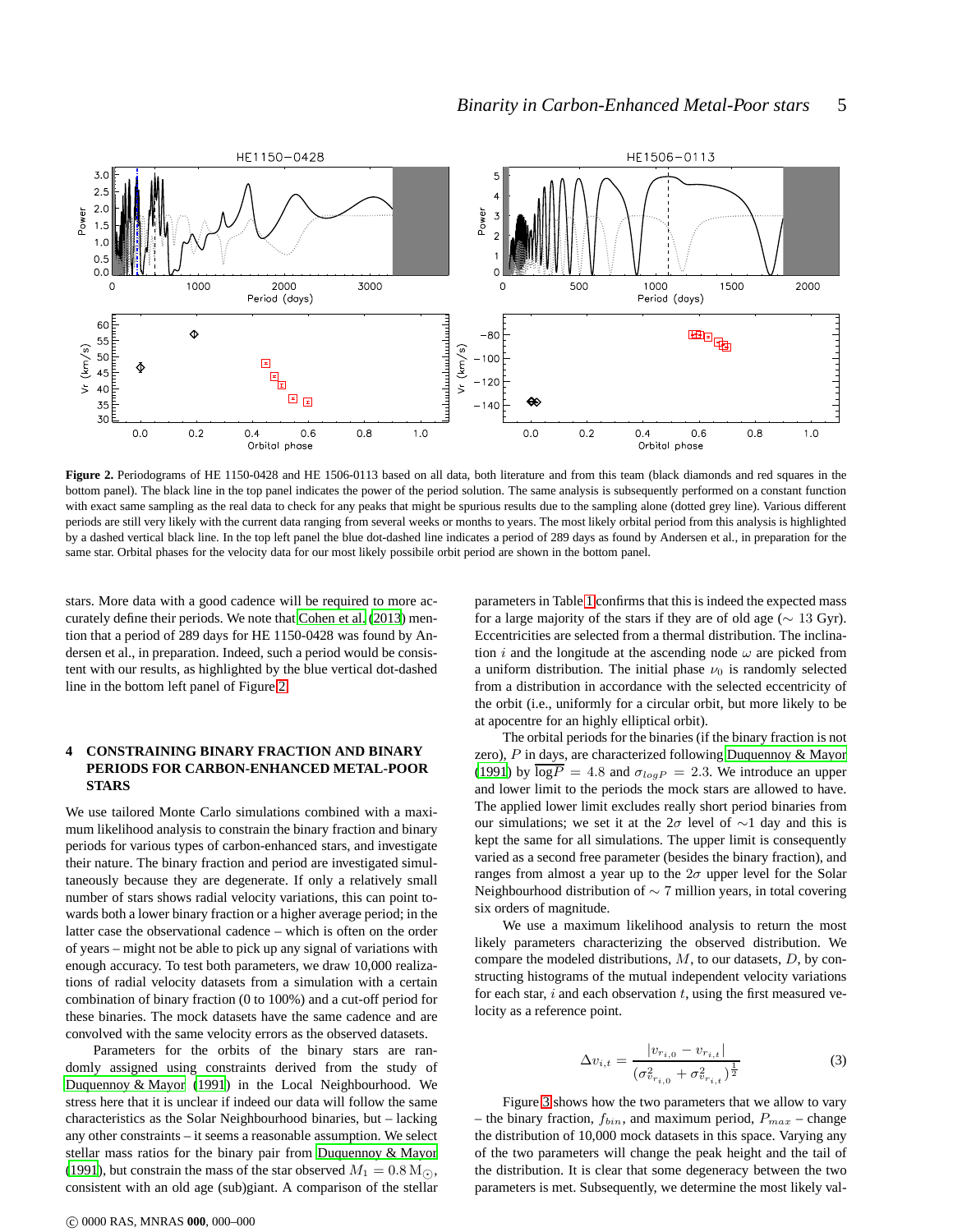**Figure 2.** Periodograms of HE 1150-0428 and HE 1506-0113 based on all data, both literature and from this team (black diamonds and red squares in the bottom panel). The black line in the top panel indicates the power of the period solution. The same analysis is subsequently performed on a constant function with exact same sampling as the real data to check for any peaks that might be spurious results due to the sampling alone (dotted grey line). Various different periods are still very likely with the current data ranging from several weeks or months to years. The most likely orbital period from this analysis is highlighted by a dashed vertical black line. In the top left panel the blue dot-dashed line indicates a period of 289 days as found by Andersen et al., in preparation for the same star. Orbital phases for the velocity data for our most likely possibile orbit period are shown in the bottom panel.

stars. More data with a good cadence will be required to more accurately define their periods. We note that Cohen et al. (2013) mention that a period of 289 days for HE 1150-0428 was found by Andersen et al., in preparation. Indeed, such a period would be consistent with our results, as highlighted by the blue vertical dot-dashed line in the bottom left panel of Figure 2.

## 4 CONSTRAINING BINARY FRACTION AND BINARY PERIODS FOR CARBON-ENHANCED METAL-POOR STARS

We use tailored Monte Carlo simulations combined with a maximum likelihood analysis to constrain the binary fraction and binary periods for various types of carbon-enhanced stars, and investigate their nature. The binary fraction and period are investigated simultaneously because they are degenerate. If only a relatively small number of stars shows radial velocity variations, this can point towards both a lower binary fraction or a higher average period; in the latter case the observational cadence – which is often on the order of years – might not be able to pick up any signal of variations with enough accuracy. To test both parameters, we draw 10,000 realizations of radial velocity datasets from a simulation with a certain combination of binary fraction (0 to 100%) and a cut-off period for these binaries. The mock datasets have the same cadence and are convolved with the same velocity errors as the observed datasets.

Parameters for the orbits of the binary stars are randomly assigned using constraints derived from the study of Duquennoy & Mayor (1991) in the Local Neighbourhood. We stress here that it is unclear if indeed our data will follow the same characteristics as the Solar Neighbourhood binaries, but – lacking any other constraints – it seems a reasonable assumption. We select stellar mass ratios for the binary pair from Duquennoy & Mayor (1991), but constrain the mass of the star observed $M_1 = 0.8\,\mathrm{M}_{\odot}$, consistent with an old age (sub)giant. A comparison of the stellar parameters in Table 1 confirms that this is indeed the expected mass for a large majority of the stars if they are of old age ($\sim$ 13 Gyr). Eccentricities are selected from a thermal distribution. The inclination $i$ and the longitude at the ascending node $\omega$ are picked from a uniform distribution. The initial phase $\nu_0$ is randomly selected from a distribution in accordance with the selected eccentricity of the orbit (i.e., uniformly for a circular orbit, but more likely to be at apocentre for an highly elliptical orbit).

The orbital periods for the binaries (if the binary fraction is not zero), $P$ in days, are characterized following Duquennoy & Mayor (1991) by $\overline{\log P} = 4.8$ and $\sigma_{logP} = 2.3$. We introduce an upper and lower limit to the periods the mock stars are allowed to have. The applied lower limit excludes really short period binaries from our simulations; we set it at the $2\sigma$ level of $\sim$1 day and this is kept the same for all simulations. The upper limit is consequently varied as a second free parameter (besides the binary fraction), and ranges from almost a year up to the $2\sigma$ upper level for the Solar Neighbourhood distribution of $\sim$ 7 million years, in total covering six orders of magnitude.

We use a maximum likelihood analysis to return the most likely parameters characterizing the observed distribution. We compare the modeled distributions, $M$, to our datasets, $D$, by constructing histograms of the mutual independent velocity variations for each star, $i$ and each observation $t$, using the first measured velocity as a reference point.

$$\Delta v_{i,t} = \frac{|v_{r_{i,0}} - v_{r_{i,t}}|}{(\sigma^2_{v_{r_{i,0}}} + \sigma^2_{v_{r_{i,t}}})^{\frac{1}{2}}} \tag{3}$$

Figure 3 shows how the two parameters that we allow to vary – the binary fraction, $f_{bin}$, and maximum period, $P_{max}$ – change the distribution of 10,000 mock datasets in this space. Varying any of the two parameters will change the peak height and the tail of the distribution. It is clear that some degeneracy between the two parameters is met. Subsequently, we determine the most likely val-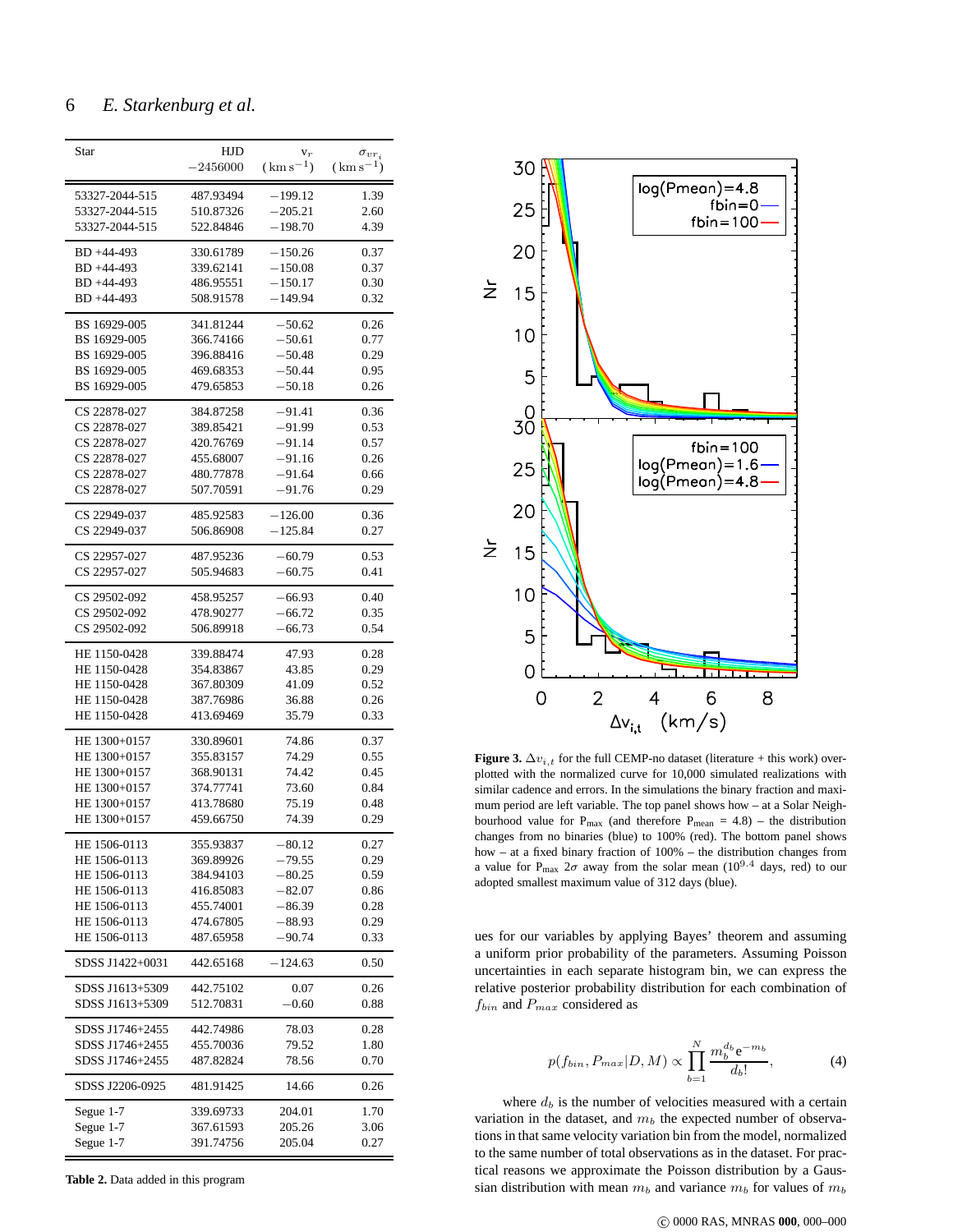| Star | HJD $-2456000$ | $v_r$ $(\mathrm{km\,s^{-1}})$ | $\sigma_{vr_i}$ $(\mathrm{km\,s^{-1}})$ |
|---|---|---|---|
| 53327-2044-515 | 487.93494 | $-199.12$ | 1.39 |
| 53327-2044-515 | 510.87326 | $-205.21$ | 2.60 |
| 53327-2044-515 | 522.84846 | $-198.70$ | 4.39 |
| BD +44-493 | 330.61789 | $-150.26$ | 0.37 |
| BD +44-493 | 339.62141 | $-150.08$ | 0.37 |
| BD +44-493 | 486.95551 | $-150.17$ | 0.30 |
| BD +44-493 | 508.91578 | $-149.94$ | 0.32 |
| BS 16929-005 | 341.81244 | $-50.62$ | 0.26 |
| BS 16929-005 | 366.74166 | $-50.61$ | 0.77 |
| BS 16929-005 | 396.88416 | $-50.48$ | 0.29 |
| BS 16929-005 | 469.68353 | $-50.44$ | 0.95 |
| BS 16929-005 | 479.65853 | $-50.18$ | 0.26 |
| CS 22878-027 | 384.87258 | $-91.41$ | 0.36 |
| CS 22878-027 | 389.85421 | $-91.99$ | 0.53 |
| CS 22878-027 | 420.76769 | $-91.14$ | 0.57 |
| CS 22878-027 | 455.68007 | $-91.16$ | 0.26 |
| CS 22878-027 | 480.77878 | $-91.64$ | 0.66 |
| CS 22878-027 | 507.70591 | $-91.76$ | 0.29 |
| CS 22949-037 | 485.92583 | $-126.00$ | 0.36 |
| CS 22949-037 | 506.86908 | $-125.84$ | 0.27 |
| CS 22957-027 | 487.95236 | $-60.79$ | 0.53 |
| CS 22957-027 | 505.94683 | $-60.75$ | 0.41 |
| CS 29502-092 | 458.95257 | $-66.93$ | 0.40 |
| CS 29502-092 | 478.90277 | $-66.72$ | 0.35 |
| CS 29502-092 | 506.89918 | $-66.73$ | 0.54 |
| HE 1150-0428 | 339.88474 | 47.93 | 0.28 |
| HE 1150-0428 | 354.83867 | 43.85 | 0.29 |
| HE 1150-0428 | 367.80309 | 41.09 | 0.52 |
| HE 1150-0428 | 387.76986 | 36.88 | 0.26 |
| HE 1150-0428 | 413.69469 | 35.79 | 0.33 |
| HE 1300+0157 | 330.89601 | 74.86 | 0.37 |
| HE 1300+0157 | 355.83157 | 74.29 | 0.55 |
| HE 1300+0157 | 368.90131 | 74.42 | 0.45 |
| HE 1300+0157 | 374.77741 | 73.60 | 0.84 |
| HE 1300+0157 | 413.78680 | 75.19 | 0.48 |
| HE 1300+0157 | 459.66750 | 74.39 | 0.29 |
| HE 1506-0113 | 355.93837 | $-80.12$ | 0.27 |
| HE 1506-0113 | 369.89926 | $-79.55$ | 0.29 |
| HE 1506-0113 | 384.94103 | $-80.25$ | 0.59 |
| HE 1506-0113 | 416.85083 | $-82.07$ | 0.86 |
| HE 1506-0113 | 455.74001 | $-86.39$ | 0.28 |
| HE 1506-0113 | 474.67805 | $-88.93$ | 0.29 |
| HE 1506-0113 | 487.65958 | $-90.74$ | 0.33 |
| SDSS J1422+0031 | 442.65168 | $-124.63$ | 0.50 |
| SDSS J1613+5309 | 442.75102 | 0.07 | 0.26 |
| SDSS J1613+5309 | 512.70831 | $-0.60$ | 0.88 |
| SDSS J1746+2455 | 442.74986 | 78.03 | 0.28 |
| SDSS J1746+2455 | 455.70036 | 79.52 | 1.80 |
| SDSS J1746+2455 | 487.82824 | 78.56 | 0.70 |
| SDSS J2206-0925 | 481.91425 | 14.66 | 0.26 |
| Segue 1-7 | 339.69733 | 204.01 | 1.70 |
| Segue 1-7 | 367.61593 | 205.26 | 3.06 |
| Segue 1-7 | 391.74756 | 205.04 | 0.27 |

**Table 2.** Data added in this program

**Figure 3.** $\Delta v_{i,t}$ for the full CEMP-no dataset (literature + this work) overplotted with the normalized curve for 10,000 simulated realizations with similar cadence and errors. In the simulations the binary fraction and maximum period are left variable. The top panel shows how – at a Solar Neighbourhood value for $P_{max}$ (and therefore $P_{mean}$ = 4.8) – the distribution changes from no binaries (blue) to 100% (red). The bottom panel shows how – at a fixed binary fraction of 100% – the distribution changes from a value for $P_{max}$ $2\sigma$ away from the solar mean ($10^{9.4}$ days, red) to our adopted smallest maximum value of 312 days (blue).

ues for our variables by applying Bayes' theorem and assuming a uniform prior probability of the parameters. Assuming Poisson uncertainties in each separate histogram bin, we can express the relative posterior probability distribution for each combination of $f_{bin}$ and $P_{max}$ considered as

$$p(f_{bin}, P_{max}|D, M) \propto \prod_{b=1}^{N} \frac{m_b^{d_b} \mathrm{e}^{-m_b}}{d_b!}, \tag{4}$$

where $d_b$ is the number of velocities measured with a certain variation in the dataset, and $m_b$ the expected number of observations in that same velocity variation bin from the model, normalized to the same number of total observations as in the dataset. For practical reasons we approximate the Poisson distribution by a Gaussian distribution with mean $m_b$ and variance $m_b$ for values of $m_b$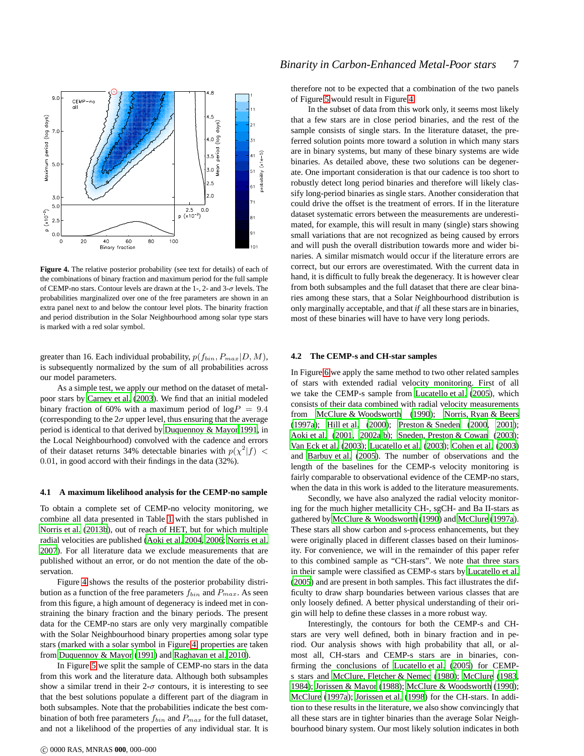Figure 4. The relative posterior probability (see text for details) of each of the combinations of binary fraction and maximum period for the full sample of CEMP-no stars. Contour levels are drawn at the 1-, 2- and 3-$\sigma$ levels. The probabilities marginalized over one of the free parameters are shown in an extra panel next to and below the contour level plots. The binarity fraction and period distribution in the Solar Neighbourhood among solar type stars is marked with a red solar symbol.

greater than 16. Each individual probability, $p(f_{bin}, P_{max}|D, M)$, is subsequently normalized by the sum of all probabilities across our model parameters.

As a simple test, we apply our method on the dataset of metal-poor stars by Carney et al. (2003). We find that an initial modeled binary fraction of 60% with a maximum period of $\log P = 9.4$ (corresponding to the $2\sigma$ upper level, thus ensuring that the average period is identical to that derived by Duquennoy & Mayor 1991, in the Local Neighbourhood) convolved with the cadence and errors of their dataset returns 34% detectable binaries with $p(\chi^2|f) < 0.01$, in good accord with their findings in the data (32%).

### 4.1 A maximum likelihood analysis for the CEMP-no sample

To obtain a complete set of CEMP-no velocity monitoring, we combine all data presented in Table 1 with the stars published in Norris et al. (2013b), out of reach of HET, but for which multiple radial velocities are published (Aoki et al. 2004, 2006; Norris et al. 2007). For all literature data we exclude measurements that are published without an error, or do not mention the date of the observation.

Figure 4 shows the results of the posterior probability distribution as a function of the free parameters $f_{bin}$ and $P_{max}$. As seen from this figure, a high amount of degeneracy is indeed met in constraining the binary fraction and the binary periods. The present data for the CEMP-no stars are only very marginally compatible with the Solar Neighbourhood binary properties among solar type stars (marked with a solar symbol in Figure 4; properties are taken from Duquennoy & Mayor (1991) and Raghavan et al. 2010).

In Figure 5 we split the sample of CEMP-no stars in the data from this work and the literature data. Although both subsamples show a similar trend in their 2-$\sigma$ contours, it is interesting to see that the best solutions populate a different part of the diagram in both subsamples. Note that the probabilities indicate the best combination of both free parameters $f_{bin}$ and $P_{max}$ for the full dataset, and not a likelihood of the properties of any individual star. It is therefore not to be expected that a combination of the two panels of Figure 5 would result in Figure 4.

In the subset of data from this work only, it seems most likely that a few stars are in close period binaries, and the rest of the sample consists of single stars. In the literature dataset, the preferred solution points more toward a solution in which many stars are in binary systems, but many of these binary systems are wide binaries. As detailed above, these two solutions can be degenerate. One important consideration is that our cadence is too short to robustly detect long period binaries and therefore will likely classify long-period binaries as single stars. Another consideration that could drive the offset is the treatment of errors. If in the literature dataset systematic errors between the measurements are underestimated, for example, this will result in many (single) stars showing small variations that are not recognized as being caused by errors and will push the overall distribution towards more and wider binaries. A similar mismatch would occur if the literature errors are correct, but our errors are overestimated. With the current data in hand, it is difficult to fully break the degeneracy. It is however clear from both subsamples and the full dataset that there are clear binaries among these stars, that a Solar Neighbourhood distribution is only marginally acceptable, and that *if* all these stars are in binaries, most of these binaries will have to have very long periods.

### 4.2 The CEMP-s and CH-star samples

In Figure 6 we apply the same method to two other related samples of stars with extended radial velocity monitoring. First of all we take the CEMP-s sample from Lucatello et al. (2005), which consists of their data combined with radial velocity measurements from McClure & Woodsworth (1990); Norris, Ryan & Beers (1997a); Hill et al. (2000); Preston & Sneden (2000, 2001); Aoki et al. (2001, 2002a,b); Sneden, Preston & Cowan (2003); Van Eck et al. (2003); Lucatello et al. (2003); Cohen et al. (2003) and Barbuy et al. (2005). The number of observations and the length of the baselines for the CEMP-s velocity monitoring is fairly comparable to observational evidence of the CEMP-no stars, when the data in this work is added to the literature measurements.

Secondly, we have also analyzed the radial velocity monitoring for the much higher metallicity CH-, sgCH- and Ba II-stars as gathered by McClure & Woodsworth (1990) and McClure (1997a). These stars all show carbon and s-process enhancements, but they were originally placed in different classes based on their luminosity. For convenience, we will in the remainder of this paper refer to this combined sample as "CH-stars". We note that three stars in their sample were classified as CEMP-s stars by Lucatello et al. (2005) and are present in both samples. This fact illustrates the difficulty to draw sharp boundaries between various classes that are only loosely defined. A better physical understanding of their origin will help to define these classes in a more robust way.

Interestingly, the contours for both the CEMP-s and CH-stars are very well defined, both in binary fraction and in period. Our analysis shows with high probability that all, or almost all, CH-stars and CEMP-s stars are in binaries, confirming the conclusions of Lucatello et al. (2005) for CEMP-s stars and McClure, Fletcher & Nemec (1980); McClure (1983, 1984); Jorissen & Mayor (1988); McClure & Woodsworth (1990); McClure (1997a); Jorissen et al. (1998) for the CH-stars. In addition to these results in the literature, we also show convincingly that all these stars are in tighter binaries than the average Solar Neighbourhood binary system. Our most likely solution indicates in both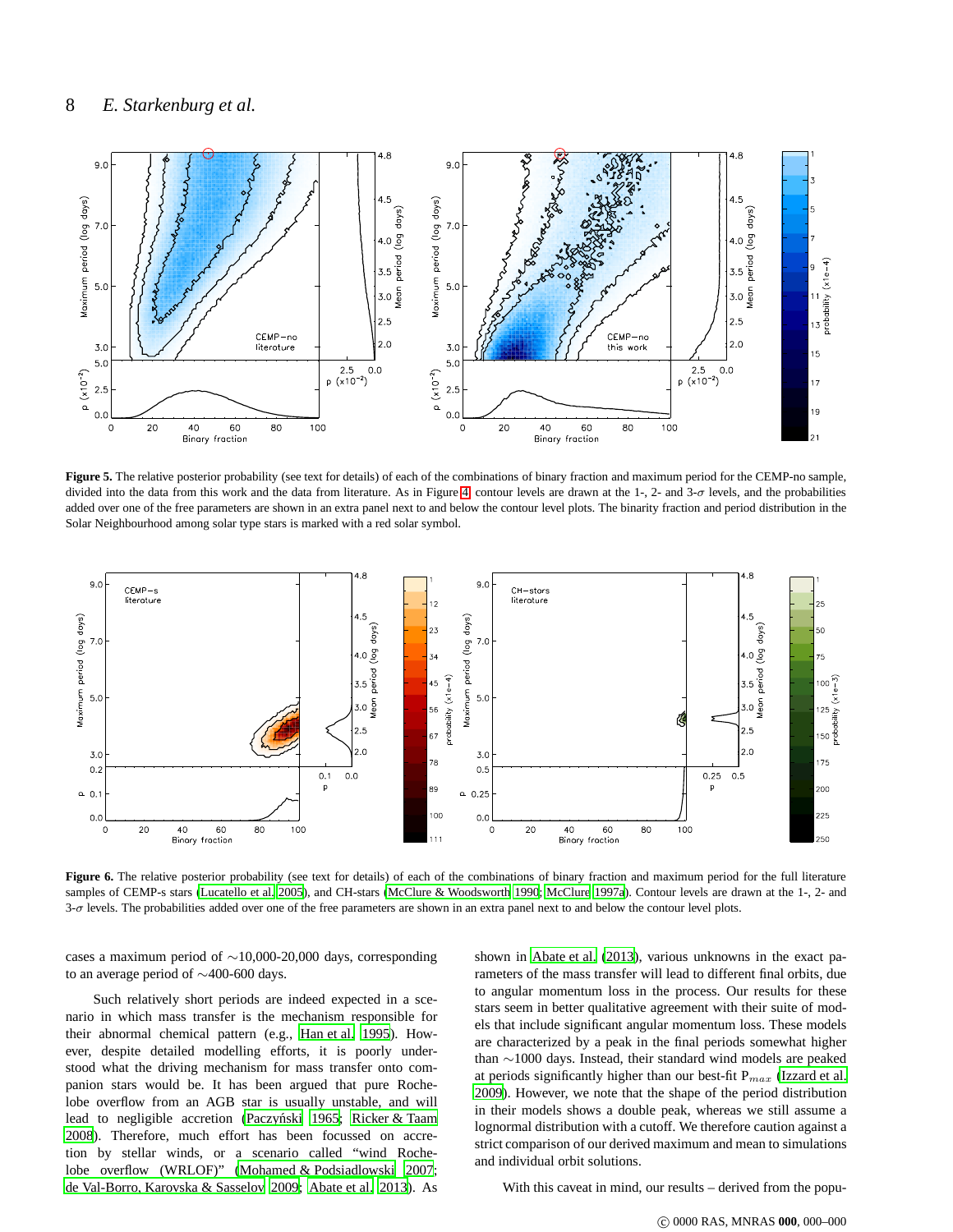**Figure 5.** The relative posterior probability (see text for details) of each of the combinations of binary fraction and maximum period for the CEMP-no sample, divided into the data from this work and the data from literature. As in Figure 4, contour levels are drawn at the 1-, 2- and 3-$\sigma$ levels, and the probabilities added over one of the free parameters are shown in an extra panel next to and below the contour level plots. The binarity fraction and period distribution in the Solar Neighbourhood among solar type stars is marked with a red solar symbol.

**Figure 6.** The relative posterior probability (see text for details) of each of the combinations of binary fraction and maximum period for the full literature samples of CEMP-s stars (Lucatello et al. 2005), and CH-stars (McClure & Woodsworth 1990; McClure 1997a). Contour levels are drawn at the 1-, 2- and 3-$\sigma$ levels. The probabilities added over one of the free parameters are shown in an extra panel next to and below the contour level plots.

cases a maximum period of ~10,000-20,000 days, corresponding to an average period of ~400-600 days.

Such relatively short periods are indeed expected in a scenario in which mass transfer is the mechanism responsible for their abnormal chemical pattern (e.g., Han et al. 1995). However, despite detailed modelling efforts, it is poorly understood what the driving mechanism for mass transfer onto companion stars would be. It has been argued that pure Roche-lobe overflow from an AGB star is usually unstable, and will lead to negligible accretion (Paczyński 1965; Ricker & Taam 2008). Therefore, much effort has been focussed on accretion by stellar winds, or a scenario called "wind Roche-lobe overflow (WRLOF)" (Mohamed & Podsiadlowski 2007; de Val-Borro, Karovska & Sasselov 2009; Abate et al. 2013). As shown in Abate et al. (2013), various unknowns in the exact parameters of the mass transfer will lead to different final orbits, due to angular momentum loss in the process. Our results for these stars seem in better qualitative agreement with their suite of models that include significant angular momentum loss. These models are characterized by a peak in the final periods somewhat higher than ~1000 days. Instead, their standard wind models are peaked at periods significantly higher than our best-fit $P_{max}$ (Izzard et al. 2009). However, we note that the shape of the period distribution in their models shows a double peak, whereas we still assume a lognormal distribution with a cutoff. We therefore caution against a strict comparison of our derived maximum and mean to simulations and individual orbit solutions.

With this caveat in mind, our results – derived from the popu-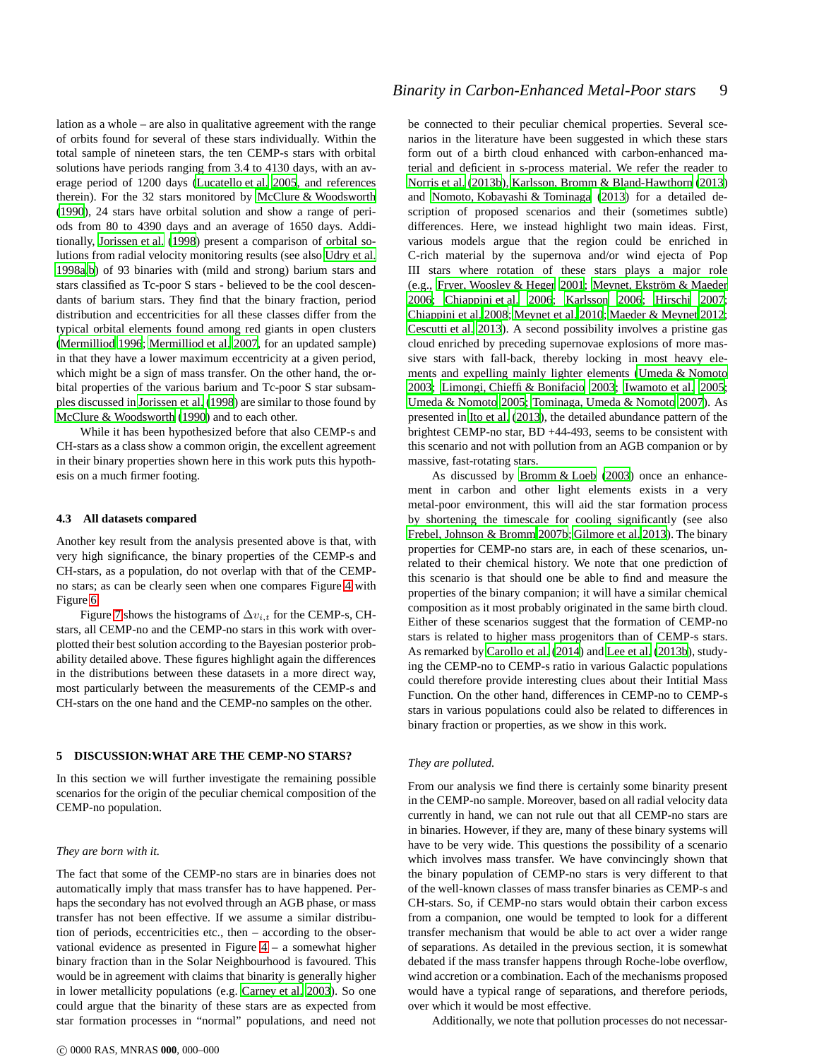lation as a whole – are also in qualitative agreement with the range of orbits found for several of these stars individually. Within the total sample of nineteen stars, the ten CEMP-s stars with orbital solutions have periods ranging from 3.4 to 4130 days, with an average period of 1200 days (Lucatello et al. 2005, and references therein). For the 32 stars monitored by McClure & Woodsworth (1990), 24 stars have orbital solution and show a range of periods from 80 to 4390 days and an average of 1650 days. Additionally, Jorissen et al. (1998) present a comparison of orbital solutions from radial velocity monitoring results (see also Udry et al. 1998a,b) of 93 binaries with (mild and strong) barium stars and stars classified as Tc-poor S stars - believed to be the cool descendants of barium stars. They find that the binary fraction, period distribution and eccentricities for all these classes differ from the typical orbital elements found among red giants in open clusters (Mermilliod 1996; Mermilliod et al. 2007, for an updated sample) in that they have a lower maximum eccentricity at a given period, which might be a sign of mass transfer. On the other hand, the orbital properties of the various barium and Tc-poor S star subsamples discussed in Jorissen et al. (1998) are similar to those found by McClure & Woodsworth (1990) and to each other.

While it has been hypothesized before that also CEMP-s and CH-stars as a class show a common origin, the excellent agreement in their binary properties shown here in this work puts this hypothesis on a much firmer footing.

### 4.3 All datasets compared

Another key result from the analysis presented above is that, with very high significance, the binary properties of the CEMP-s and CH-stars, as a population, do not overlap with that of the CEMP-no stars; as can be clearly seen when one compares Figure 4 with Figure 6.

Figure 7 shows the histograms of $\Delta v_{i,t}$ for the CEMP-s, CH-stars, all CEMP-no and the CEMP-no stars in this work with overplotted their best solution according to the Bayesian posterior probability detailed above. These figures highlight again the differences in the distributions between these datasets in a more direct way, most particularly between the measurements of the CEMP-s and CH-stars on the one hand and the CEMP-no samples on the other.

## 5 DISCUSSION:WHAT ARE THE CEMP-NO STARS?

In this section we will further investigate the remaining possible scenarios for the origin of the peculiar chemical composition of the CEMP-no population.

*They are born with it.*

The fact that some of the CEMP-no stars are in binaries does not automatically imply that mass transfer has to have happened. Perhaps the secondary has not evolved through an AGB phase, or mass transfer has not been effective. If we assume a similar distribution of periods, eccentricities etc., then – according to the observational evidence as presented in Figure 4 – a somewhat higher binary fraction than in the Solar Neighbourhood is favoured. This would be in agreement with claims that binarity is generally higher in lower metallicity populations (e.g. Carney et al. 2003). So one could argue that the binarity of these stars are as expected from star formation processes in "normal" populations, and need not be connected to their peculiar chemical properties. Several scenarios in the literature have been suggested in which these stars form out of a birth cloud enhanced with carbon-enhanced material and deficient in s-process material. We refer the reader to Norris et al. (2013b), Karlsson, Bromm & Bland-Hawthorn (2013) and Nomoto, Kobayashi & Tominaga (2013) for a detailed description of proposed scenarios and their (sometimes subtle) differences. Here, we instead highlight two main ideas. First, various models argue that the region could be enriched in C-rich material by the supernova and/or wind ejecta of Pop III stars where rotation of these stars plays a major role (e.g., Fryer, Woosley & Heger 2001; Meynet, Ekström & Maeder 2006; Chiappini et al. 2006; Karlsson 2006; Hirschi 2007; Chiappini et al. 2008; Meynet et al. 2010; Maeder & Meynet 2012; Cescutti et al. 2013). A second possibility involves a pristine gas cloud enriched by preceding supernovae explosions of more massive stars with fall-back, thereby locking in most heavy elements and expelling mainly lighter elements (Umeda & Nomoto 2003; Limongi, Chieffi & Bonifacio 2003; Iwamoto et al. 2005; Umeda & Nomoto 2005; Tominaga, Umeda & Nomoto 2007). As presented in Ito et al. (2013), the detailed abundance pattern of the brightest CEMP-no star, BD +44-493, seems to be consistent with this scenario and not with pollution from an AGB companion or by massive, fast-rotating stars.

As discussed by Bromm & Loeb (2003) once an enhancement in carbon and other light elements exists in a very metal-poor environment, this will aid the star formation process by shortening the timescale for cooling significantly (see also Frebel, Johnson & Bromm 2007b; Gilmore et al. 2013). The binary properties for CEMP-no stars are, in each of these scenarios, unrelated to their chemical history. We note that one prediction of this scenario is that should one be able to find and measure the properties of the binary companion; it will have a similar chemical composition as it most probably originated in the same birth cloud. Either of these scenarios suggest that the formation of CEMP-no stars is related to higher mass progenitors than of CEMP-s stars. As remarked by Carollo et al. (2014) and Lee et al. (2013b), studying the CEMP-no to CEMP-s ratio in various Galactic populations could therefore provide interesting clues about their Intitial Mass Function. On the other hand, differences in CEMP-no to CEMP-s stars in various populations could also be related to differences in binary fraction or properties, as we show in this work.

*They are polluted.*

From our analysis we find there is certainly some binarity present in the CEMP-no sample. Moreover, based on all radial velocity data currently in hand, we can not rule out that all CEMP-no stars are in binaries. However, if they are, many of these binary systems will have to be very wide. This questions the possibility of a scenario which involves mass transfer. We have convincingly shown that the binary population of CEMP-no stars is very different to that of the well-known classes of mass transfer binaries as CEMP-s and CH-stars. So, if CEMP-no stars would obtain their carbon excess from a companion, one would be tempted to look for a different transfer mechanism that would be able to act over a wider range of separations. As detailed in the previous section, it is somewhat debated if the mass transfer happens through Roche-lobe overflow, wind accretion or a combination. Each of the mechanisms proposed would have a typical range of separations, and therefore periods, over which it would be most effective.

Additionally, we note that pollution processes do not necessar-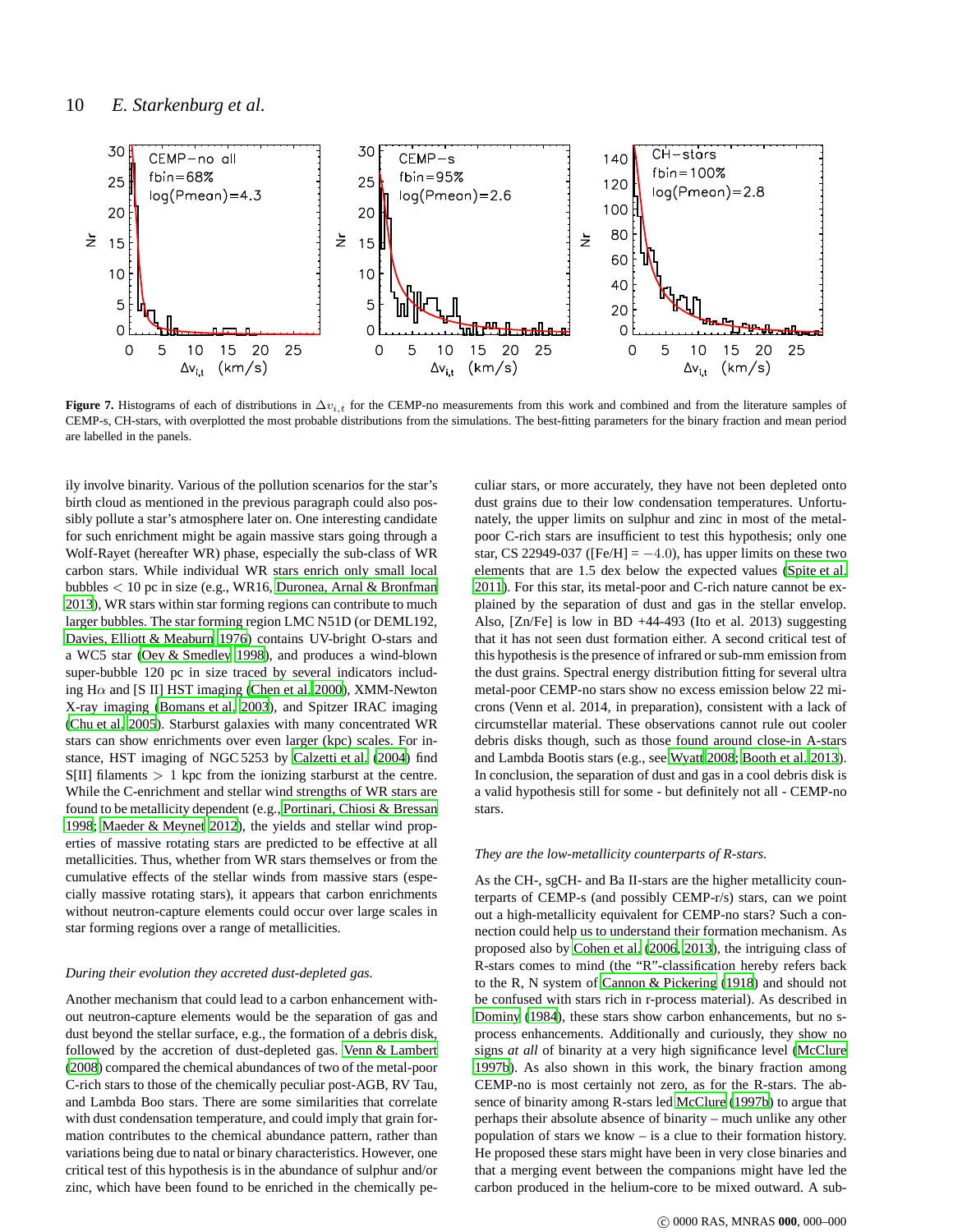**Figure 7.** Histograms of each of distributions in $\Delta v_{i,t}$ for the CEMP-no measurements from this work and combined and from the literature samples of CEMP-s, CH-stars, with overplotted the most probable distributions from the simulations. The best-fitting parameters for the binary fraction and mean period are labelled in the panels.

ily involve binarity. Various of the pollution scenarios for the star's birth cloud as mentioned in the previous paragraph could also possibly pollute a star's atmosphere later on. One interesting candidate for such enrichment might be again massive stars going through a Wolf-Rayet (hereafter WR) phase, especially the sub-class of WR carbon stars. While individual WR stars enrich only small local bubbles $< 10$ pc in size (e.g., WR16, Duronea, Arnal & Bronfman 2013), WR stars within star forming regions can contribute to much larger bubbles. The star forming region LMC N51D (or DEML192, Davies, Elliott & Meaburn 1976) contains UV-bright O-stars and a WC5 star (Oey & Smedley 1998), and produces a wind-blown super-bubble 120 pc in size traced by several indicators including H$\alpha$ and [S II] HST imaging (Chen et al. 2000), XMM-Newton X-ray imaging (Bomans et al. 2003), and Spitzer IRAC imaging (Chu et al. 2005). Starburst galaxies with many concentrated WR stars can show enrichments over even larger (kpc) scales. For instance, HST imaging of NGC 5253 by Calzetti et al. (2004) find S[II] filaments $> 1$ kpc from the ionizing starburst at the centre. While the C-enrichment and stellar wind strengths of WR stars are found to be metallicity dependent (e.g., Portinari, Chiosi & Bressan 1998; Maeder & Meynet 2012), the yields and stellar wind properties of massive rotating stars are predicted to be effective at all metallicities. Thus, whether from WR stars themselves or from the cumulative effects of the stellar winds from massive stars (especially massive rotating stars), it appears that carbon enrichments without neutron-capture elements could occur over large scales in star forming regions over a range of metallicities.

*During their evolution they accreted dust-depleted gas.*

Another mechanism that could lead to a carbon enhancement without neutron-capture elements would be the separation of gas and dust beyond the stellar surface, e.g., the formation of a debris disk, followed by the accretion of dust-depleted gas. Venn & Lambert (2008) compared the chemical abundances of two of the metal-poor C-rich stars to those of the chemically peculiar post-AGB, RV Tau, and Lambda Boo stars. There are some similarities that correlate with dust condensation temperature, and could imply that grain formation contributes to the chemical abundance pattern, rather than variations being due to natal or binary characteristics. However, one critical test of this hypothesis is in the abundance of sulphur and/or zinc, which have been found to be enriched in the chemically peculiar stars, or more accurately, they have not been depleted onto dust grains due to their low condensation temperatures. Unfortunately, the upper limits on sulphur and zinc in most of the metal-poor C-rich stars are insufficient to test this hypothesis; only one star, CS 22949-037 ([Fe/H] = $-4.0$), has upper limits on these two elements that are 1.5 dex below the expected values (Spite et al. 2011). For this star, its metal-poor and C-rich nature cannot be explained by the separation of dust and gas in the stellar envelop. Also, [Zn/Fe] is low in BD +44-493 (Ito et al. 2013) suggesting that it has not seen dust formation either. A second critical test of this hypothesis is the presence of infrared or sub-mm emission from the dust grains. Spectral energy distribution fitting for several ultra metal-poor CEMP-no stars show no excess emission below 22 microns (Venn et al. 2014, in preparation), consistent with a lack of circumstellar material. These observations cannot rule out cooler debris disks though, such as those found around close-in A-stars and Lambda Bootis stars (e.g., see Wyatt 2008; Booth et al. 2013). In conclusion, the separation of dust and gas in a cool debris disk is a valid hypothesis still for some - but definitely not all - CEMP-no stars.

*They are the low-metallicity counterparts of R-stars.*

As the CH-, sgCH- and Ba II-stars are the higher metallicity counterparts of CEMP-s (and possibly CEMP-r/s) stars, can we point out a high-metallicity equivalent for CEMP-no stars? Such a connection could help us to understand their formation mechanism. As proposed also by Cohen et al. (2006, 2013), the intriguing class of R-stars comes to mind (the "R"-classification hereby refers back to the R, N system of Cannon & Pickering (1918) and should not be confused with stars rich in r-process material). As described in Dominy (1984), these stars show carbon enhancements, but no s-process enhancements. Additionally and curiously, they show no signs *at all* of binarity at a very high significance level (McClure 1997b). As also shown in this work, the binary fraction among CEMP-no is most certainly not zero, as for the R-stars. The absence of binarity among R-stars led McClure (1997b) to argue that perhaps their absolute absence of binarity – much unlike any other population of stars we know – is a clue to their formation history. He proposed these stars might have been in very close binaries and that a merging event between the companions might have led the carbon produced in the helium-core to be mixed outward. A sub-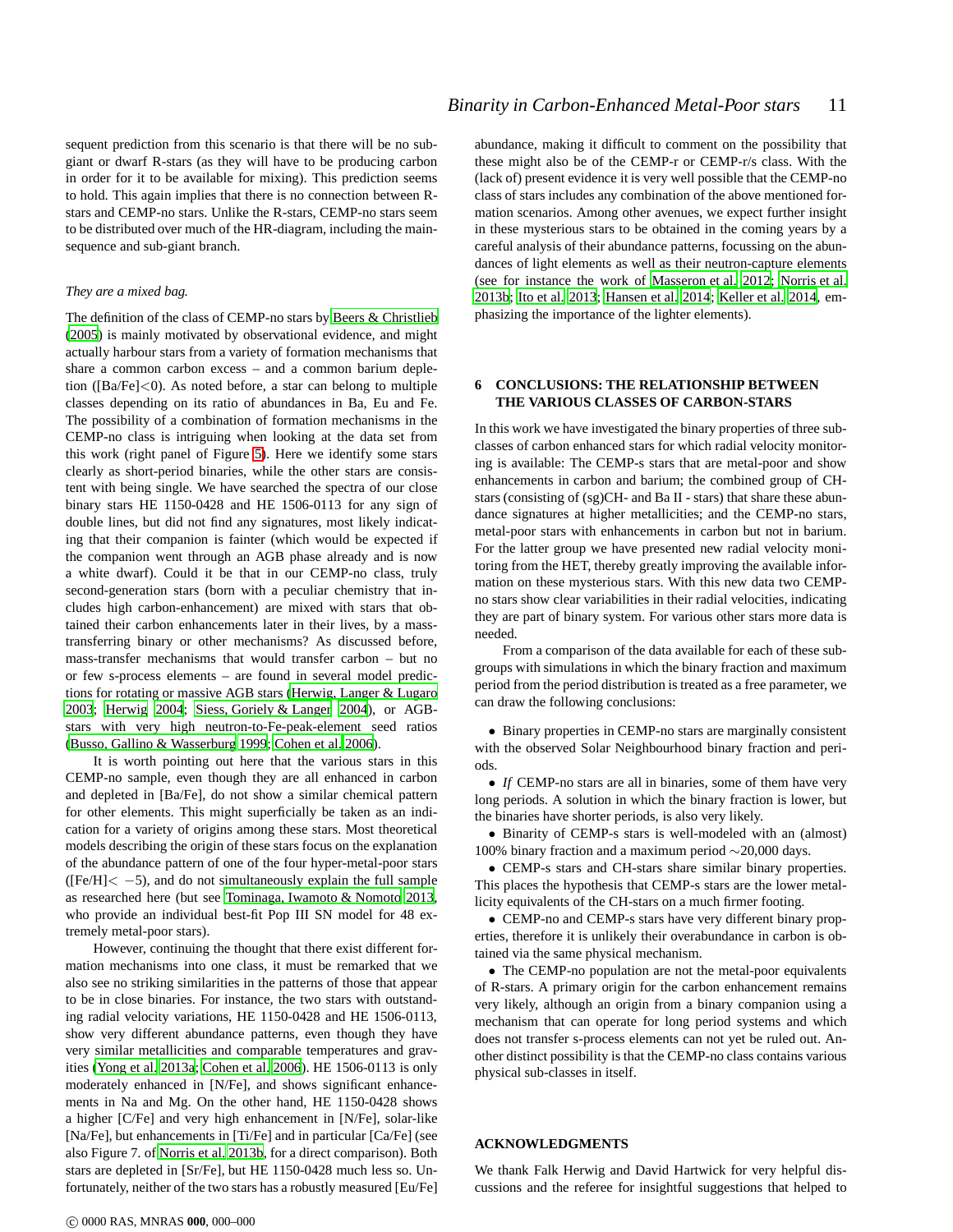sequent prediction from this scenario is that there will be no sub-giant or dwarf R-stars (as they will have to be producing carbon in order for it to be available for mixing). This prediction seems to hold. This again implies that there is no connection between R-stars and CEMP-no stars. Unlike the R-stars, CEMP-no stars seem to be distributed over much of the HR-diagram, including the main-sequence and sub-giant branch.

*They are a mixed bag.*

The definition of the class of CEMP-no stars by Beers & Christlieb (2005) is mainly motivated by observational evidence, and might actually harbour stars from a variety of formation mechanisms that share a common carbon excess – and a common barium depletion ([Ba/Fe]$<$0). As noted before, a star can belong to multiple classes depending on its ratio of abundances in Ba, Eu and Fe. The possibility of a combination of formation mechanisms in the CEMP-no class is intriguing when looking at the data set from this work (right panel of Figure 5). Here we identify some stars clearly as short-period binaries, while the other stars are consistent with being single. We have searched the spectra of our close binary stars HE 1150-0428 and HE 1506-0113 for any sign of double lines, but did not find any signatures, most likely indicating that their companion is fainter (which would be expected if the companion went through an AGB phase already and is now a white dwarf). Could it be that in our CEMP-no class, truly second-generation stars (born with a peculiar chemistry that includes high carbon-enhancement) are mixed with stars that obtained their carbon enhancements later in their lives, by a mass-transferring binary or other mechanisms? As discussed before, mass-transfer mechanisms that would transfer carbon – but no or few s-process elements – are found in several model predictions for rotating or massive AGB stars (Herwig, Langer & Lugaro 2003; Herwig 2004; Siess, Goriely & Langer 2004), or AGB-stars with very high neutron-to-Fe-peak-element seed ratios (Busso, Gallino & Wasserburg 1999; Cohen et al. 2006).

It is worth pointing out here that the various stars in this CEMP-no sample, even though they are all enhanced in carbon and depleted in [Ba/Fe], do not show a similar chemical pattern for other elements. This might superficially be taken as an indication for a variety of origins among these stars. Most theoretical models describing the origin of these stars focus on the explanation of the abundance pattern of one of the four hyper-metal-poor stars ([Fe/H]$< -5$), and do not simultaneously explain the full sample as researched here (but see Tominaga, Iwamoto & Nomoto 2013, who provide an individual best-fit Pop III SN model for 48 extremely metal-poor stars).

However, continuing the thought that there exist different formation mechanisms into one class, it must be remarked that we also see no striking similarities in the patterns of those that appear to be in close binaries. For instance, the two stars with outstanding radial velocity variations, HE 1150-0428 and HE 1506-0113, show very different abundance patterns, even though they have very similar metallicities and comparable temperatures and gravities (Yong et al. 2013a; Cohen et al. 2006). HE 1506-0113 is only moderately enhanced in [N/Fe], and shows significant enhancements in Na and Mg. On the other hand, HE 1150-0428 shows a higher [C/Fe] and very high enhancement in [N/Fe], solar-like [Na/Fe], but enhancements in [Ti/Fe] and in particular [Ca/Fe] (see also Figure 7. of Norris et al. 2013b, for a direct comparison). Both stars are depleted in [Sr/Fe], but HE 1150-0428 much less so. Unfortunately, neither of the two stars has a robustly measured [Eu/Fe] abundance, making it difficult to comment on the possibility that these might also be of the CEMP-r or CEMP-r/s class. With the (lack of) present evidence it is very well possible that the CEMP-no class of stars includes any combination of the above mentioned formation scenarios. Among other avenues, we expect further insight in these mysterious stars to be obtained in the coming years by a careful analysis of their abundance patterns, focussing on the abundances of light elements as well as their neutron-capture elements (see for instance the work of Masseron et al. 2012; Norris et al. 2013b; Ito et al. 2013; Hansen et al. 2014; Keller et al. 2014, emphasizing the importance of the lighter elements).

## 6 CONCLUSIONS: THE RELATIONSHIP BETWEEN THE VARIOUS CLASSES OF CARBON-STARS

In this work we have investigated the binary properties of three subclasses of carbon enhanced stars for which radial velocity monitoring is available: The CEMP-s stars that are metal-poor and show enhancements in carbon and barium; the combined group of CH-stars (consisting of (sg)CH- and Ba II - stars) that share these abundance signatures at higher metallicities; and the CEMP-no stars, metal-poor stars with enhancements in carbon but not in barium. For the latter group we have presented new radial velocity monitoring from the HET, thereby greatly improving the available information on these mysterious stars. With this new data two CEMP-no stars show clear variabilities in their radial velocities, indicating they are part of binary system. For various other stars more data is needed.

From a comparison of the data available for each of these subgroups with simulations in which the binary fraction and maximum period from the period distribution is treated as a free parameter, we can draw the following conclusions:

- Binary properties in CEMP-no stars are marginally consistent with the observed Solar Neighbourhood binary fraction and periods.
- *If* CEMP-no stars are all in binaries, some of them have very long periods. A solution in which the binary fraction is lower, but the binaries have shorter periods, is also very likely.
- Binarity of CEMP-s stars is well-modeled with an (almost) 100% binary fraction and a maximum period $\sim$20,000 days.
- CEMP-s stars and CH-stars share similar binary properties. This places the hypothesis that CEMP-s stars are the lower metallicity equivalents of the CH-stars on a much firmer footing.
- CEMP-no and CEMP-s stars have very different binary properties, therefore it is unlikely their overabundance in carbon is obtained via the same physical mechanism.
- The CEMP-no population are not the metal-poor equivalents of R-stars. A primary origin for the carbon enhancement remains very likely, although an origin from a binary companion using a mechanism that can operate for long period systems and which does not transfer s-process elements can not yet be ruled out. Another distinct possibility is that the CEMP-no class contains various physical sub-classes in itself.

## ACKNOWLEDGMENTS

We thank Falk Herwig and David Hartwick for very helpful discussions and the referee for insightful suggestions that helped to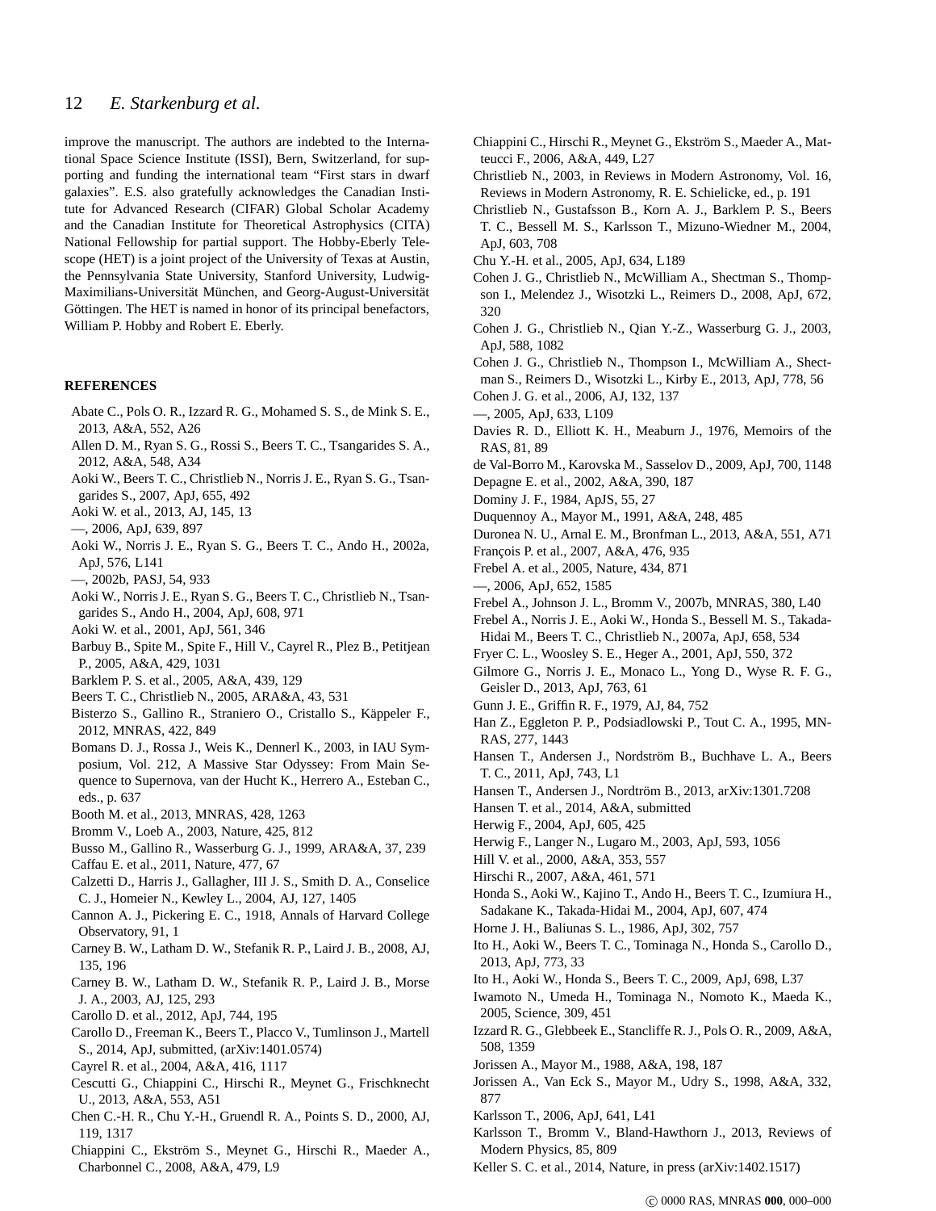improve the manuscript. The authors are indebted to the International Space Science Institute (ISSI), Bern, Switzerland, for supporting and funding the international team "First stars in dwarf galaxies". E.S. also gratefully acknowledges the Canadian Institute for Advanced Research (CIFAR) Global Scholar Academy and the Canadian Institute for Theoretical Astrophysics (CITA) National Fellowship for partial support. The Hobby-Eberly Telescope (HET) is a joint project of the University of Texas at Austin, the Pennsylvania State University, Stanford University, Ludwig-Maximilians-Universität München, and Georg-August-Universität Göttingen. The HET is named in honor of its principal benefactors, William P. Hobby and Robert E. Eberly.

## REFERENCES

Abate C., Pols O. R., Izzard R. G., Mohamed S. S., de Mink S. E., 2013, A&A, 552, A26

Allen D. M., Ryan S. G., Rossi S., Beers T. C., Tsangarides S. A., 2012, A&A, 548, A34

Aoki W., Beers T. C., Christlieb N., Norris J. E., Ryan S. G., Tsangarides S., 2007, ApJ, 655, 492

Aoki W. et al., 2013, AJ, 145, 13

—, 2006, ApJ, 639, 897

Aoki W., Norris J. E., Ryan S. G., Beers T. C., Ando H., 2002a, ApJ, 576, L141

—, 2002b, PASJ, 54, 933

Aoki W., Norris J. E., Ryan S. G., Beers T. C., Christlieb N., Tsangarides S., Ando H., 2004, ApJ, 608, 971

Aoki W. et al., 2001, ApJ, 561, 346

Barbuy B., Spite M., Spite F., Hill V., Cayrel R., Plez B., Petitjean P., 2005, A&A, 429, 1031

Barklem P. S. et al., 2005, A&A, 439, 129

Beers T. C., Christlieb N., 2005, ARA&A, 43, 531

Bisterzo S., Gallino R., Straniero O., Cristallo S., Käppeler F., 2012, MNRAS, 422, 849

Bomans D. J., Rossa J., Weis K., Dennerl K., 2003, in IAU Symposium, Vol. 212, A Massive Star Odyssey: From Main Sequence to Supernova, van der Hucht K., Herrero A., Esteban C., eds., p. 637

Booth M. et al., 2013, MNRAS, 428, 1263

Bromm V., Loeb A., 2003, Nature, 425, 812

Busso M., Gallino R., Wasserburg G. J., 1999, ARA&A, 37, 239

Caffau E. et al., 2011, Nature, 477, 67

Calzetti D., Harris J., Gallagher, III J. S., Smith D. A., Conselice C. J., Homeier N., Kewley L., 2004, AJ, 127, 1405

Cannon A. J., Pickering E. C., 1918, Annals of Harvard College Observatory, 91, 1

Carney B. W., Latham D. W., Stefanik R. P., Laird J. B., 2008, AJ, 135, 196

Carney B. W., Latham D. W., Stefanik R. P., Laird J. B., Morse J. A., 2003, AJ, 125, 293

Carollo D. et al., 2012, ApJ, 744, 195

Carollo D., Freeman K., Beers T., Placco V., Tumlinson J., Martell S., 2014, ApJ, submitted, (arXiv:1401.0574)

Cayrel R. et al., 2004, A&A, 416, 1117

Cescutti G., Chiappini C., Hirschi R., Meynet G., Frischknecht U., 2013, A&A, 553, A51

Chen C.-H. R., Chu Y.-H., Gruendl R. A., Points S. D., 2000, AJ, 119, 1317

Chiappini C., Ekström S., Meynet G., Hirschi R., Maeder A., Charbonnel C., 2008, A&A, 479, L9

Chiappini C., Hirschi R., Meynet G., Ekström S., Maeder A., Matteucci F., 2006, A&A, 449, L27

Christlieb N., 2003, in Reviews in Modern Astronomy, Vol. 16, Reviews in Modern Astronomy, R. E. Schielicke, ed., p. 191

Christlieb N., Gustafsson B., Korn A. J., Barklem P. S., Beers T. C., Bessell M. S., Karlsson T., Mizuno-Wiedner M., 2004, ApJ, 603, 708

Chu Y.-H. et al., 2005, ApJ, 634, L189

Cohen J. G., Christlieb N., McWilliam A., Shectman S., Thompson I., Melendez J., Wisotzki L., Reimers D., 2008, ApJ, 672, 320

Cohen J. G., Christlieb N., Qian Y.-Z., Wasserburg G. J., 2003, ApJ, 588, 1082

Cohen J. G., Christlieb N., Thompson I., McWilliam A., Shectman S., Reimers D., Wisotzki L., Kirby E., 2013, ApJ, 778, 56

Cohen J. G. et al., 2006, AJ, 132, 137

—, 2005, ApJ, 633, L109

Davies R. D., Elliott K. H., Meaburn J., 1976, Memoirs of the RAS, 81, 89

de Val-Borro M., Karovska M., Sasselov D., 2009, ApJ, 700, 1148

Depagne E. et al., 2002, A&A, 390, 187

Dominy J. F., 1984, ApJS, 55, 27

Duquennoy A., Mayor M., 1991, A&A, 248, 485

Duronea N. U., Arnal E. M., Bronfman L., 2013, A&A, 551, A71

François P. et al., 2007, A&A, 476, 935

Frebel A. et al., 2005, Nature, 434, 871

—, 2006, ApJ, 652, 1585

Frebel A., Johnson J. L., Bromm V., 2007b, MNRAS, 380, L40

Frebel A., Norris J. E., Aoki W., Honda S., Bessell M. S., Takada-Hidai M., Beers T. C., Christlieb N., 2007a, ApJ, 658, 534

Fryer C. L., Woosley S. E., Heger A., 2001, ApJ, 550, 372

Gilmore G., Norris J. E., Monaco L., Yong D., Wyse R. F. G., Geisler D., 2013, ApJ, 763, 61

Gunn J. E., Griffin R. F., 1979, AJ, 84, 752

Han Z., Eggleton P. P., Podsiadlowski P., Tout C. A., 1995, MNRAS, 277, 1443

Hansen T., Andersen J., Nordström B., Buchhave L. A., Beers T. C., 2011, ApJ, 743, L1

Hansen T., Andersen J., Nordtröm B., 2013, arXiv:1301.7208

Hansen T. et al., 2014, A&A, submitted

Herwig F., 2004, ApJ, 605, 425

Herwig F., Langer N., Lugaro M., 2003, ApJ, 593, 1056

Hill V. et al., 2000, A&A, 353, 557

Hirschi R., 2007, A&A, 461, 571

Honda S., Aoki W., Kajino T., Ando H., Beers T. C., Izumiura H., Sadakane K., Takada-Hidai M., 2004, ApJ, 607, 474

Horne J. H., Baliunas S. L., 1986, ApJ, 302, 757

Ito H., Aoki W., Beers T. C., Tominaga N., Honda S., Carollo D., 2013, ApJ, 773, 33

Ito H., Aoki W., Honda S., Beers T. C., 2009, ApJ, 698, L37

Iwamoto N., Umeda H., Tominaga N., Nomoto K., Maeda K., 2005, Science, 309, 451

Izzard R. G., Glebbeek E., Stancliffe R. J., Pols O. R., 2009, A&A, 508, 1359

Jorissen A., Mayor M., 1988, A&A, 198, 187

Jorissen A., Van Eck S., Mayor M., Udry S., 1998, A&A, 332, 877

Karlsson T., 2006, ApJ, 641, L41

Karlsson T., Bromm V., Bland-Hawthorn J., 2013, Reviews of Modern Physics, 85, 809

Keller S. C. et al., 2014, Nature, in press (arXiv:1402.1517)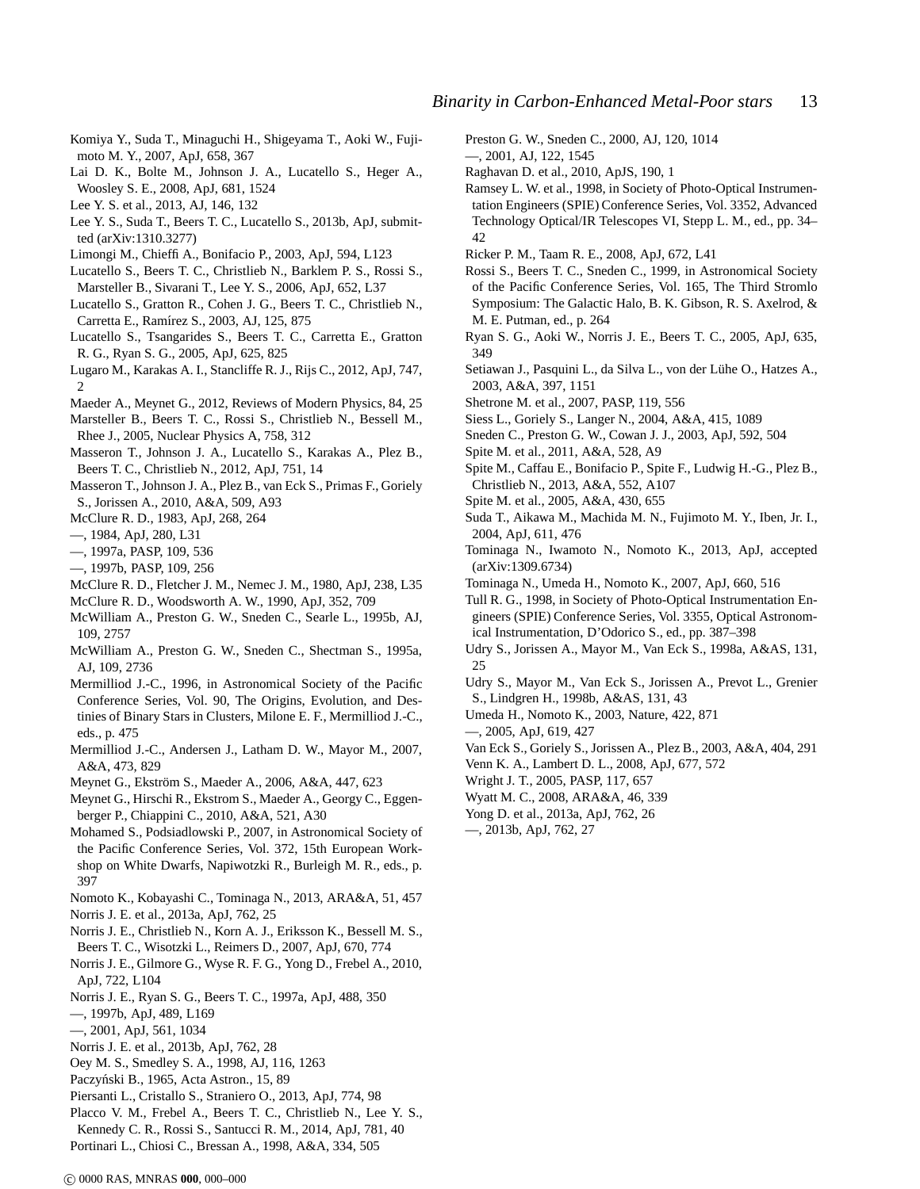Komiya Y., Suda T., Minaguchi H., Shigeyama T., Aoki W., Fujimoto M. Y., 2007, ApJ, 658, 367

Lai D. K., Bolte M., Johnson J. A., Lucatello S., Heger A., Woosley S. E., 2008, ApJ, 681, 1524

Lee Y. S. et al., 2013, AJ, 146, 132

Lee Y. S., Suda T., Beers T. C., Lucatello S., 2013b, ApJ, submitted (arXiv:1310.3277)

Limongi M., Chieffi A., Bonifacio P., 2003, ApJ, 594, L123

Lucatello S., Beers T. C., Christlieb N., Barklem P. S., Rossi S., Marsteller B., Sivarani T., Lee Y. S., 2006, ApJ, 652, L37

Lucatello S., Gratton R., Cohen J. G., Beers T. C., Christlieb N., Carretta E., Ramírez S., 2003, AJ, 125, 875

Lucatello S., Tsangarides S., Beers T. C., Carretta E., Gratton R. G., Ryan S. G., 2005, ApJ, 625, 825

Lugaro M., Karakas A. I., Stancliffe R. J., Rijs C., 2012, ApJ, 747, 2

Maeder A., Meynet G., 2012, Reviews of Modern Physics, 84, 25

Marsteller B., Beers T. C., Rossi S., Christlieb N., Bessell M., Rhee J., 2005, Nuclear Physics A, 758, 312

Masseron T., Johnson J. A., Lucatello S., Karakas A., Plez B., Beers T. C., Christlieb N., 2012, ApJ, 751, 14

Masseron T., Johnson J. A., Plez B., van Eck S., Primas F., Goriely S., Jorissen A., 2010, A&A, 509, A93

McClure R. D., 1983, ApJ, 268, 264

—, 1984, ApJ, 280, L31

—, 1997a, PASP, 109, 536

—, 1997b, PASP, 109, 256

McClure R. D., Fletcher J. M., Nemec J. M., 1980, ApJ, 238, L35

McClure R. D., Woodsworth A. W., 1990, ApJ, 352, 709

McWilliam A., Preston G. W., Sneden C., Searle L., 1995b, AJ, 109, 2757

McWilliam A., Preston G. W., Sneden C., Shectman S., 1995a, AJ, 109, 2736

Mermilliod J.-C., 1996, in Astronomical Society of the Pacific Conference Series, Vol. 90, The Origins, Evolution, and Destinies of Binary Stars in Clusters, Milone E. F., Mermilliod J.-C., eds., p. 475

Mermilliod J.-C., Andersen J., Latham D. W., Mayor M., 2007, A&A, 473, 829

Meynet G., Ekström S., Maeder A., 2006, A&A, 447, 623

Meynet G., Hirschi R., Ekstrom S., Maeder A., Georgy C., Eggenberger P., Chiappini C., 2010, A&A, 521, A30

Mohamed S., Podsiadlowski P., 2007, in Astronomical Society of the Pacific Conference Series, Vol. 372, 15th European Workshop on White Dwarfs, Napiwotzki R., Burleigh M. R., eds., p. 397

Nomoto K., Kobayashi C., Tominaga N., 2013, ARA&A, 51, 457

Norris J. E. et al., 2013a, ApJ, 762, 25

Norris J. E., Christlieb N., Korn A. J., Eriksson K., Bessell M. S., Beers T. C., Wisotzki L., Reimers D., 2007, ApJ, 670, 774

Norris J. E., Gilmore G., Wyse R. F. G., Yong D., Frebel A., 2010, ApJ, 722, L104

Norris J. E., Ryan S. G., Beers T. C., 1997a, ApJ, 488, 350

—, 1997b, ApJ, 489, L169

—, 2001, ApJ, 561, 1034

Norris J. E. et al., 2013b, ApJ, 762, 28

Oey M. S., Smedley S. A., 1998, AJ, 116, 1263

Paczyński B., 1965, Acta Astron., 15, 89

Piersanti L., Cristallo S., Straniero O., 2013, ApJ, 774, 98

Placco V. M., Frebel A., Beers T. C., Christlieb N., Lee Y. S., Kennedy C. R., Rossi S., Santucci R. M., 2014, ApJ, 781, 40

Portinari L., Chiosi C., Bressan A., 1998, A&A, 334, 505

Preston G. W., Sneden C., 2000, AJ, 120, 1014

—, 2001, AJ, 122, 1545

Raghavan D. et al., 2010, ApJS, 190, 1

Ramsey L. W. et al., 1998, in Society of Photo-Optical Instrumentation Engineers (SPIE) Conference Series, Vol. 3352, Advanced Technology Optical/IR Telescopes VI, Stepp L. M., ed., pp. 34–42

Ricker P. M., Taam R. E., 2008, ApJ, 672, L41

Rossi S., Beers T. C., Sneden C., 1999, in Astronomical Society of the Pacific Conference Series, Vol. 165, The Third Stromlo Symposium: The Galactic Halo, B. K. Gibson, R. S. Axelrod, & M. E. Putman, ed., p. 264

Ryan S. G., Aoki W., Norris J. E., Beers T. C., 2005, ApJ, 635, 349

Setiawan J., Pasquini L., da Silva L., von der Lühe O., Hatzes A., 2003, A&A, 397, 1151

Shetrone M. et al., 2007, PASP, 119, 556

Siess L., Goriely S., Langer N., 2004, A&A, 415, 1089

Sneden C., Preston G. W., Cowan J. J., 2003, ApJ, 592, 504

Spite M. et al., 2011, A&A, 528, A9

Spite M., Caffau E., Bonifacio P., Spite F., Ludwig H.-G., Plez B., Christlieb N., 2013, A&A, 552, A107

Spite M. et al., 2005, A&A, 430, 655

Suda T., Aikawa M., Machida M. N., Fujimoto M. Y., Iben, Jr. I., 2004, ApJ, 611, 476

Tominaga N., Iwamoto N., Nomoto K., 2013, ApJ, accepted (arXiv:1309.6734)

Tominaga N., Umeda H., Nomoto K., 2007, ApJ, 660, 516

Tull R. G., 1998, in Society of Photo-Optical Instrumentation Engineers (SPIE) Conference Series, Vol. 3355, Optical Astronomical Instrumentation, D'Odorico S., ed., pp. 387–398

Udry S., Jorissen A., Mayor M., Van Eck S., 1998a, A&AS, 131, 25

Udry S., Mayor M., Van Eck S., Jorissen A., Prevot L., Grenier S., Lindgren H., 1998b, A&AS, 131, 43

Umeda H., Nomoto K., 2003, Nature, 422, 871

—, 2005, ApJ, 619, 427

Van Eck S., Goriely S., Jorissen A., Plez B., 2003, A&A, 404, 291

Venn K. A., Lambert D. L., 2008, ApJ, 677, 572

Wright J. T., 2005, PASP, 117, 657

Wyatt M. C., 2008, ARA&A, 46, 339

Yong D. et al., 2013a, ApJ, 762, 26

—, 2013b, ApJ, 762, 27